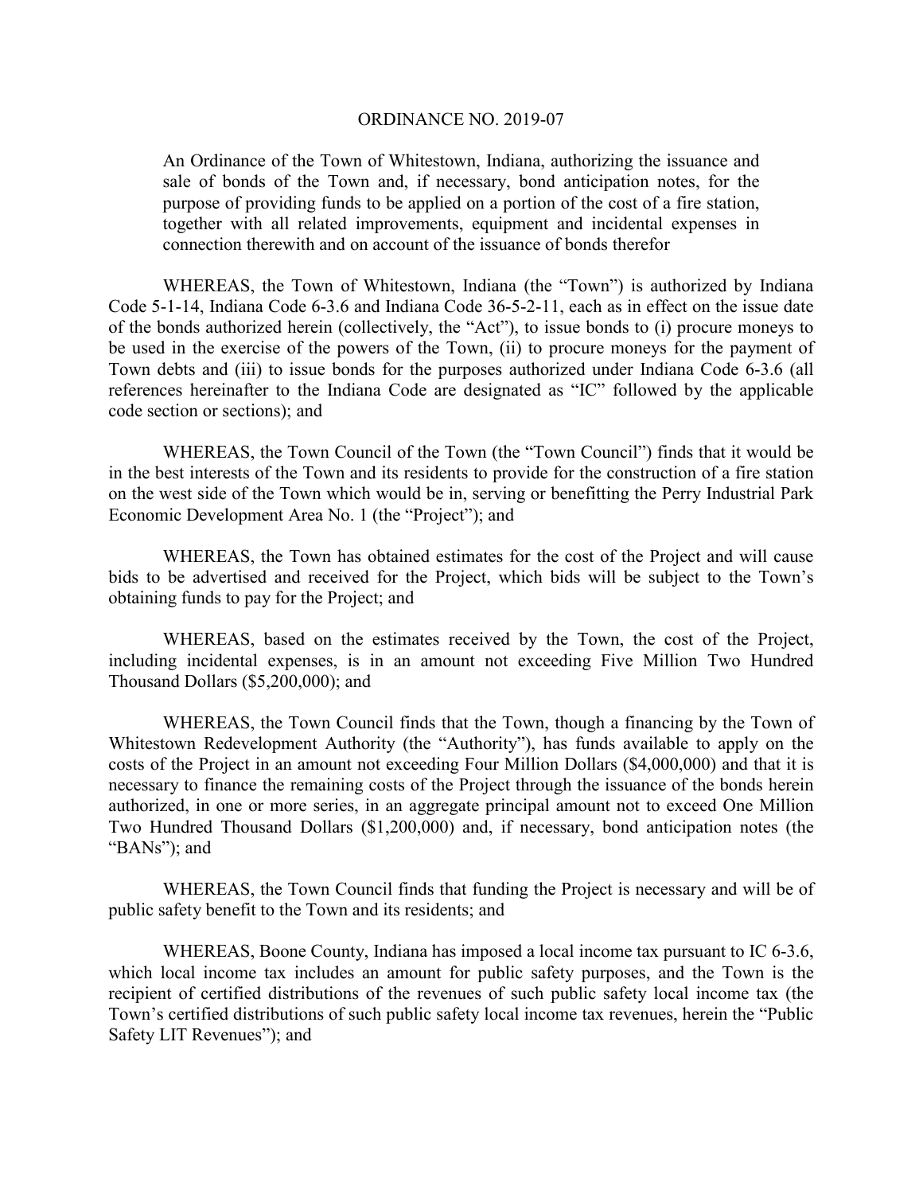# ORDINANCE NO. 2019-07

An Ordinance of the Town of Whitestown, Indiana, authorizing the issuance and sale of bonds of the Town and, if necessary, bond anticipation notes, for the purpose of providing funds to be applied on a portion of the cost of a fire station, together with all related improvements, equipment and incidental expenses in connection therewith and on account of the issuance of bonds therefor

WHEREAS, the Town of Whitestown, Indiana (the "Town") is authorized by Indiana Code 5-1-14, Indiana Code 6-3.6 and Indiana Code 36-5-2-11, each as in effect on the issue date of the bonds authorized herein (collectively, the "Act"), to issue bonds to (i) procure moneys to be used in the exercise of the powers of the Town, (ii) to procure moneys for the payment of Town debts and (iii) to issue bonds for the purposes authorized under Indiana Code 6-3.6 (all references hereinafter to the Indiana Code are designated as "IC" followed by the applicable code section or sections); and

WHEREAS, the Town Council of the Town (the "Town Council") finds that it would be in the best interests of the Town and its residents to provide for the construction of a fire station on the west side of the Town which would be in, serving or benefitting the Perry Industrial Park Economic Development Area No. 1 (the "Project"); and

WHEREAS, the Town has obtained estimates for the cost of the Project and will cause bids to be advertised and received for the Project, which bids will be subject to the Town's obtaining funds to pay for the Project; and

WHEREAS, based on the estimates received by the Town, the cost of the Project, including incidental expenses, is in an amount not exceeding Five Million Two Hundred Thousand Dollars ($5,200,000); and

WHEREAS, the Town Council finds that the Town, though a financing by the Town of Whitestown Redevelopment Authority (the "Authority"), has funds available to apply on the costs of the Project in an amount not exceeding Four Million Dollars ($4,000,000) and that it is necessary to finance the remaining costs of the Project through the issuance of the bonds herein authorized, in one or more series, in an aggregate principal amount not to exceed One Million Two Hundred Thousand Dollars ($1,200,000) and, if necessary, bond anticipation notes (the "BANs"); and

WHEREAS, the Town Council finds that funding the Project is necessary and will be of public safety benefit to the Town and its residents; and

WHEREAS, Boone County, Indiana has imposed a local income tax pursuant to IC 6-3.6, which local income tax includes an amount for public safety purposes, and the Town is the recipient of certified distributions of the revenues of such public safety local income tax (the Town's certified distributions of such public safety local income tax revenues, herein the "Public Safety LIT Revenues"); and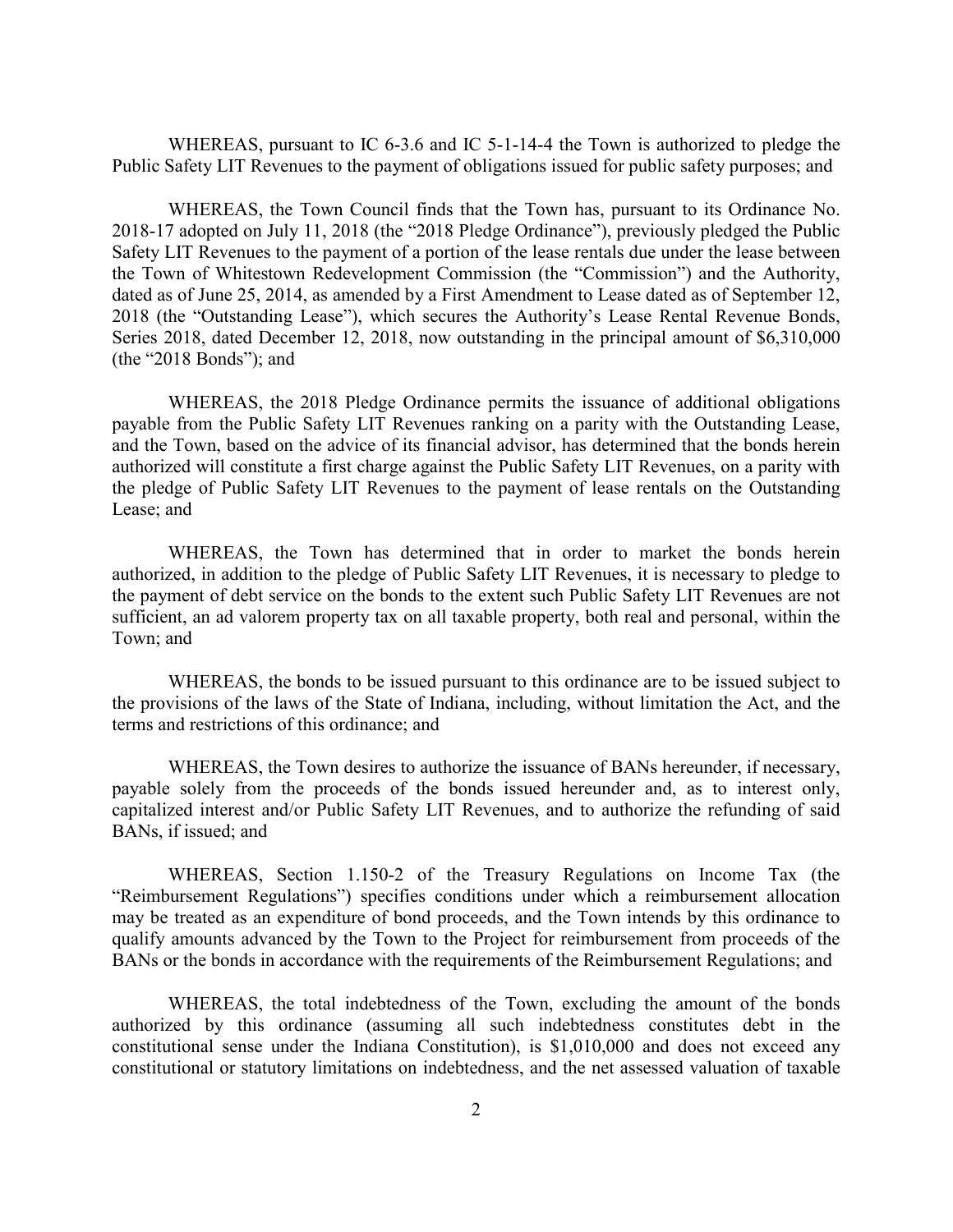WHEREAS, pursuant to IC 6-3.6 and IC 5-1-14-4 the Town is authorized to pledge the Public Safety LIT Revenues to the payment of obligations issued for public safety purposes; and

WHEREAS, the Town Council finds that the Town has, pursuant to its Ordinance No. 2018-17 adopted on July 11, 2018 (the "2018 Pledge Ordinance"), previously pledged the Public Safety LIT Revenues to the payment of a portion of the lease rentals due under the lease between the Town of Whitestown Redevelopment Commission (the "Commission") and the Authority, dated as of June 25, 2014, as amended by a First Amendment to Lease dated as of September 12, 2018 (the "Outstanding Lease"), which secures the Authority's Lease Rental Revenue Bonds, Series 2018, dated December 12, 2018, now outstanding in the principal amount of $6,310,000 (the "2018 Bonds"); and

WHEREAS, the 2018 Pledge Ordinance permits the issuance of additional obligations payable from the Public Safety LIT Revenues ranking on a parity with the Outstanding Lease, and the Town, based on the advice of its financial advisor, has determined that the bonds herein authorized will constitute a first charge against the Public Safety LIT Revenues, on a parity with the pledge of Public Safety LIT Revenues to the payment of lease rentals on the Outstanding Lease; and

WHEREAS, the Town has determined that in order to market the bonds herein authorized, in addition to the pledge of Public Safety LIT Revenues, it is necessary to pledge to the payment of debt service on the bonds to the extent such Public Safety LIT Revenues are not sufficient, an ad valorem property tax on all taxable property, both real and personal, within the Town; and

WHEREAS, the bonds to be issued pursuant to this ordinance are to be issued subject to the provisions of the laws of the State of Indiana, including, without limitation the Act, and the terms and restrictions of this ordinance; and

WHEREAS, the Town desires to authorize the issuance of BANs hereunder, if necessary, payable solely from the proceeds of the bonds issued hereunder and, as to interest only, capitalized interest and/or Public Safety LIT Revenues, and to authorize the refunding of said BANs, if issued; and

WHEREAS, Section 1.150-2 of the Treasury Regulations on Income Tax (the "Reimbursement Regulations") specifies conditions under which a reimbursement allocation may be treated as an expenditure of bond proceeds, and the Town intends by this ordinance to qualify amounts advanced by the Town to the Project for reimbursement from proceeds of the BANs or the bonds in accordance with the requirements of the Reimbursement Regulations; and

WHEREAS, the total indebtedness of the Town, excluding the amount of the bonds authorized by this ordinance (assuming all such indebtedness constitutes debt in the constitutional sense under the Indiana Constitution), is $1,010,000 and does not exceed any constitutional or statutory limitations on indebtedness, and the net assessed valuation of taxable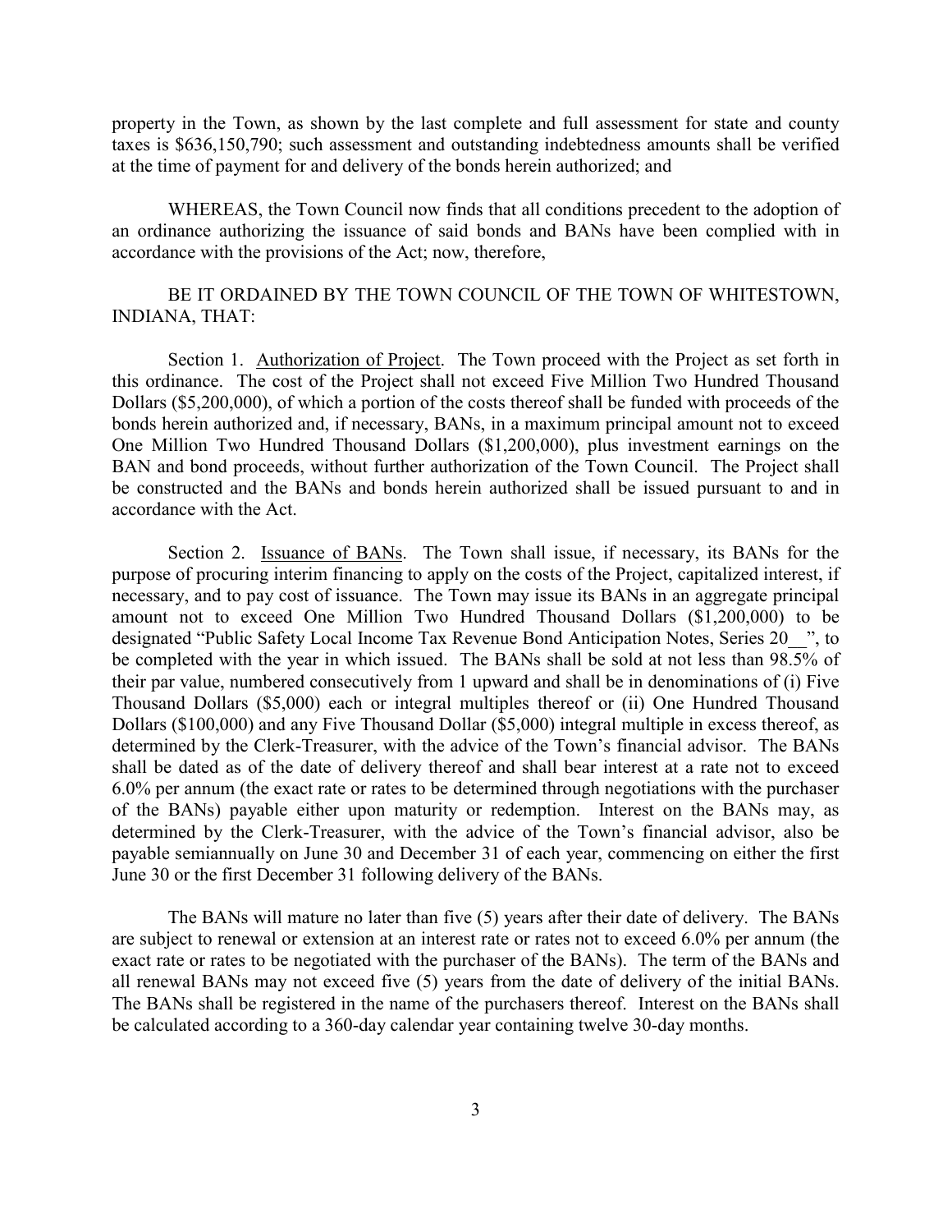property in the Town, as shown by the last complete and full assessment for state and county taxes is $636,150,790; such assessment and outstanding indebtedness amounts shall be verified at the time of payment for and delivery of the bonds herein authorized; and

WHEREAS, the Town Council now finds that all conditions precedent to the adoption of an ordinance authorizing the issuance of said bonds and BANs have been complied with in accordance with the provisions of the Act; now, therefore,

BE IT ORDAINED BY THE TOWN COUNCIL OF THE TOWN OF WHITESTOWN, INDIANA, THAT:

Section 1. <u>Authorization of Project</u>. The Town proceed with the Project as set forth in this ordinance. The cost of the Project shall not exceed Five Million Two Hundred Thousand Dollars ($5,200,000), of which a portion of the costs thereof shall be funded with proceeds of the bonds herein authorized and, if necessary, BANs, in a maximum principal amount not to exceed One Million Two Hundred Thousand Dollars ($1,200,000), plus investment earnings on the BAN and bond proceeds, without further authorization of the Town Council. The Project shall be constructed and the BANs and bonds herein authorized shall be issued pursuant to and in accordance with the Act.

Section 2. <u>Issuance of BANs</u>. The Town shall issue, if necessary, its BANs for the purpose of procuring interim financing to apply on the costs of the Project, capitalized interest, if necessary, and to pay cost of issuance. The Town may issue its BANs in an aggregate principal amount not to exceed One Million Two Hundred Thousand Dollars ($1,200,000) to be designated "Public Safety Local Income Tax Revenue Bond Anticipation Notes, Series 20__", to be completed with the year in which issued. The BANs shall be sold at not less than 98.5% of their par value, numbered consecutively from 1 upward and shall be in denominations of (i) Five Thousand Dollars ($5,000) each or integral multiples thereof or (ii) One Hundred Thousand Dollars ($100,000) and any Five Thousand Dollar ($5,000) integral multiple in excess thereof, as determined by the Clerk-Treasurer, with the advice of the Town's financial advisor. The BANs shall be dated as of the date of delivery thereof and shall bear interest at a rate not to exceed 6.0% per annum (the exact rate or rates to be determined through negotiations with the purchaser of the BANs) payable either upon maturity or redemption. Interest on the BANs may, as determined by the Clerk-Treasurer, with the advice of the Town's financial advisor, also be payable semiannually on June 30 and December 31 of each year, commencing on either the first June 30 or the first December 31 following delivery of the BANs.

The BANs will mature no later than five (5) years after their date of delivery. The BANs are subject to renewal or extension at an interest rate or rates not to exceed 6.0% per annum (the exact rate or rates to be negotiated with the purchaser of the BANs). The term of the BANs and all renewal BANs may not exceed five (5) years from the date of delivery of the initial BANs. The BANs shall be registered in the name of the purchasers thereof. Interest on the BANs shall be calculated according to a 360-day calendar year containing twelve 30-day months.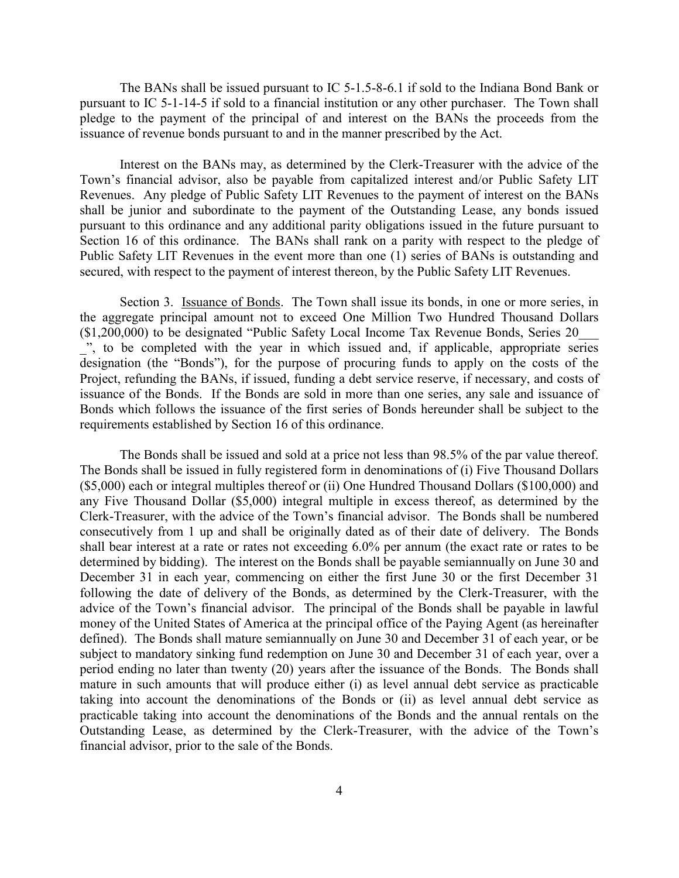The BANs shall be issued pursuant to IC 5-1.5-8-6.1 if sold to the Indiana Bond Bank or pursuant to IC 5-1-14-5 if sold to a financial institution or any other purchaser. The Town shall pledge to the payment of the principal of and interest on the BANs the proceeds from the issuance of revenue bonds pursuant to and in the manner prescribed by the Act.

Interest on the BANs may, as determined by the Clerk-Treasurer with the advice of the Town's financial advisor, also be payable from capitalized interest and/or Public Safety LIT Revenues. Any pledge of Public Safety LIT Revenues to the payment of interest on the BANs shall be junior and subordinate to the payment of the Outstanding Lease, any bonds issued pursuant to this ordinance and any additional parity obligations issued in the future pursuant to Section 16 of this ordinance. The BANs shall rank on a parity with respect to the pledge of Public Safety LIT Revenues in the event more than one (1) series of BANs is outstanding and secured, with respect to the payment of interest thereon, by the Public Safety LIT Revenues.

Section 3. Issuance of Bonds. The Town shall issue its bonds, in one or more series, in the aggregate principal amount not to exceed One Million Two Hundred Thousand Dollars ($1,200,000) to be designated "Public Safety Local Income Tax Revenue Bonds, Series 20____", to be completed with the year in which issued and, if applicable, appropriate series designation (the "Bonds"), for the purpose of procuring funds to apply on the costs of the Project, refunding the BANs, if issued, funding a debt service reserve, if necessary, and costs of issuance of the Bonds. If the Bonds are sold in more than one series, any sale and issuance of Bonds which follows the issuance of the first series of Bonds hereunder shall be subject to the requirements established by Section 16 of this ordinance.

The Bonds shall be issued and sold at a price not less than 98.5% of the par value thereof. The Bonds shall be issued in fully registered form in denominations of (i) Five Thousand Dollars ($5,000) each or integral multiples thereof or (ii) One Hundred Thousand Dollars ($100,000) and any Five Thousand Dollar ($5,000) integral multiple in excess thereof, as determined by the Clerk-Treasurer, with the advice of the Town's financial advisor. The Bonds shall be numbered consecutively from 1 up and shall be originally dated as of their date of delivery. The Bonds shall bear interest at a rate or rates not exceeding 6.0% per annum (the exact rate or rates to be determined by bidding). The interest on the Bonds shall be payable semiannually on June 30 and December 31 in each year, commencing on either the first June 30 or the first December 31 following the date of delivery of the Bonds, as determined by the Clerk-Treasurer, with the advice of the Town's financial advisor. The principal of the Bonds shall be payable in lawful money of the United States of America at the principal office of the Paying Agent (as hereinafter defined). The Bonds shall mature semiannually on June 30 and December 31 of each year, or be subject to mandatory sinking fund redemption on June 30 and December 31 of each year, over a period ending no later than twenty (20) years after the issuance of the Bonds. The Bonds shall mature in such amounts that will produce either (i) as level annual debt service as practicable taking into account the denominations of the Bonds or (ii) as level annual debt service as practicable taking into account the denominations of the Bonds and the annual rentals on the Outstanding Lease, as determined by the Clerk-Treasurer, with the advice of the Town's financial advisor, prior to the sale of the Bonds.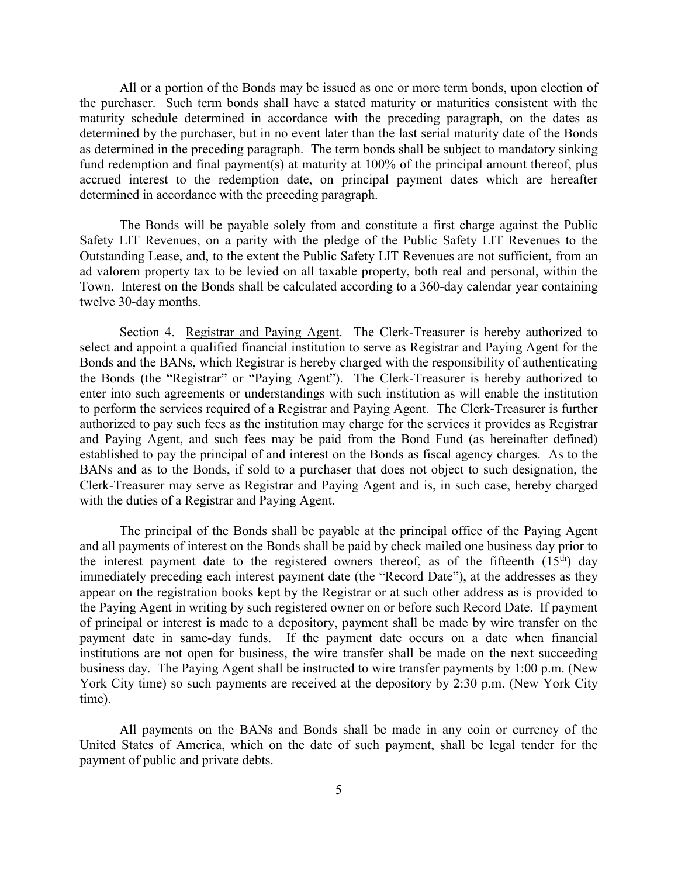All or a portion of the Bonds may be issued as one or more term bonds, upon election of the purchaser. Such term bonds shall have a stated maturity or maturities consistent with the maturity schedule determined in accordance with the preceding paragraph, on the dates as determined by the purchaser, but in no event later than the last serial maturity date of the Bonds as determined in the preceding paragraph. The term bonds shall be subject to mandatory sinking fund redemption and final payment(s) at maturity at 100% of the principal amount thereof, plus accrued interest to the redemption date, on principal payment dates which are hereafter determined in accordance with the preceding paragraph.

The Bonds will be payable solely from and constitute a first charge against the Public Safety LIT Revenues, on a parity with the pledge of the Public Safety LIT Revenues to the Outstanding Lease, and, to the extent the Public Safety LIT Revenues are not sufficient, from an ad valorem property tax to be levied on all taxable property, both real and personal, within the Town. Interest on the Bonds shall be calculated according to a 360-day calendar year containing twelve 30-day months.

Section 4. Registrar and Paying Agent. The Clerk-Treasurer is hereby authorized to select and appoint a qualified financial institution to serve as Registrar and Paying Agent for the Bonds and the BANs, which Registrar is hereby charged with the responsibility of authenticating the Bonds (the "Registrar" or "Paying Agent"). The Clerk-Treasurer is hereby authorized to enter into such agreements or understandings with such institution as will enable the institution to perform the services required of a Registrar and Paying Agent. The Clerk-Treasurer is further authorized to pay such fees as the institution may charge for the services it provides as Registrar and Paying Agent, and such fees may be paid from the Bond Fund (as hereinafter defined) established to pay the principal of and interest on the Bonds as fiscal agency charges. As to the BANs and as to the Bonds, if sold to a purchaser that does not object to such designation, the Clerk-Treasurer may serve as Registrar and Paying Agent and is, in such case, hereby charged with the duties of a Registrar and Paying Agent.

The principal of the Bonds shall be payable at the principal office of the Paying Agent and all payments of interest on the Bonds shall be paid by check mailed one business day prior to the interest payment date to the registered owners thereof, as of the fifteenth (15th) day immediately preceding each interest payment date (the "Record Date"), at the addresses as they appear on the registration books kept by the Registrar or at such other address as is provided to the Paying Agent in writing by such registered owner on or before such Record Date. If payment of principal or interest is made to a depository, payment shall be made by wire transfer on the payment date in same-day funds. If the payment date occurs on a date when financial institutions are not open for business, the wire transfer shall be made on the next succeeding business day. The Paying Agent shall be instructed to wire transfer payments by 1:00 p.m. (New York City time) so such payments are received at the depository by 2:30 p.m. (New York City time).

All payments on the BANs and Bonds shall be made in any coin or currency of the United States of America, which on the date of such payment, shall be legal tender for the payment of public and private debts.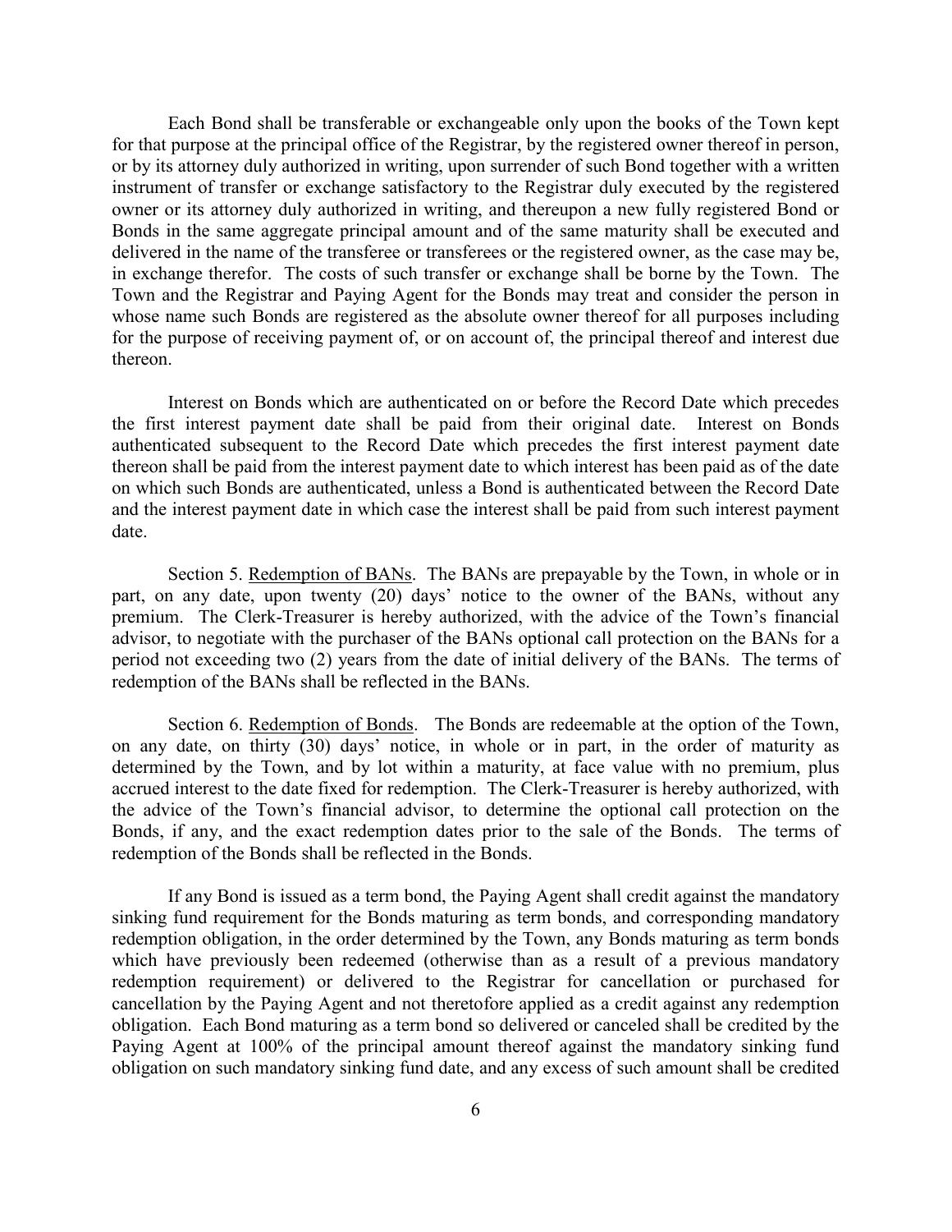Each Bond shall be transferable or exchangeable only upon the books of the Town kept for that purpose at the principal office of the Registrar, by the registered owner thereof in person, or by its attorney duly authorized in writing, upon surrender of such Bond together with a written instrument of transfer or exchange satisfactory to the Registrar duly executed by the registered owner or its attorney duly authorized in writing, and thereupon a new fully registered Bond or Bonds in the same aggregate principal amount and of the same maturity shall be executed and delivered in the name of the transferee or transferees or the registered owner, as the case may be, in exchange therefor. The costs of such transfer or exchange shall be borne by the Town. The Town and the Registrar and Paying Agent for the Bonds may treat and consider the person in whose name such Bonds are registered as the absolute owner thereof for all purposes including for the purpose of receiving payment of, or on account of, the principal thereof and interest due thereon.

Interest on Bonds which are authenticated on or before the Record Date which precedes the first interest payment date shall be paid from their original date. Interest on Bonds authenticated subsequent to the Record Date which precedes the first interest payment date thereon shall be paid from the interest payment date to which interest has been paid as of the date on which such Bonds are authenticated, unless a Bond is authenticated between the Record Date and the interest payment date in which case the interest shall be paid from such interest payment date.

Section 5. Redemption of BANs. The BANs are prepayable by the Town, in whole or in part, on any date, upon twenty (20) days' notice to the owner of the BANs, without any premium. The Clerk-Treasurer is hereby authorized, with the advice of the Town's financial advisor, to negotiate with the purchaser of the BANs optional call protection on the BANs for a period not exceeding two (2) years from the date of initial delivery of the BANs. The terms of redemption of the BANs shall be reflected in the BANs.

Section 6. Redemption of Bonds. The Bonds are redeemable at the option of the Town, on any date, on thirty (30) days' notice, in whole or in part, in the order of maturity as determined by the Town, and by lot within a maturity, at face value with no premium, plus accrued interest to the date fixed for redemption. The Clerk-Treasurer is hereby authorized, with the advice of the Town's financial advisor, to determine the optional call protection on the Bonds, if any, and the exact redemption dates prior to the sale of the Bonds. The terms of redemption of the Bonds shall be reflected in the Bonds.

If any Bond is issued as a term bond, the Paying Agent shall credit against the mandatory sinking fund requirement for the Bonds maturing as term bonds, and corresponding mandatory redemption obligation, in the order determined by the Town, any Bonds maturing as term bonds which have previously been redeemed (otherwise than as a result of a previous mandatory redemption requirement) or delivered to the Registrar for cancellation or purchased for cancellation by the Paying Agent and not theretofore applied as a credit against any redemption obligation. Each Bond maturing as a term bond so delivered or canceled shall be credited by the Paying Agent at 100% of the principal amount thereof against the mandatory sinking fund obligation on such mandatory sinking fund date, and any excess of such amount shall be credited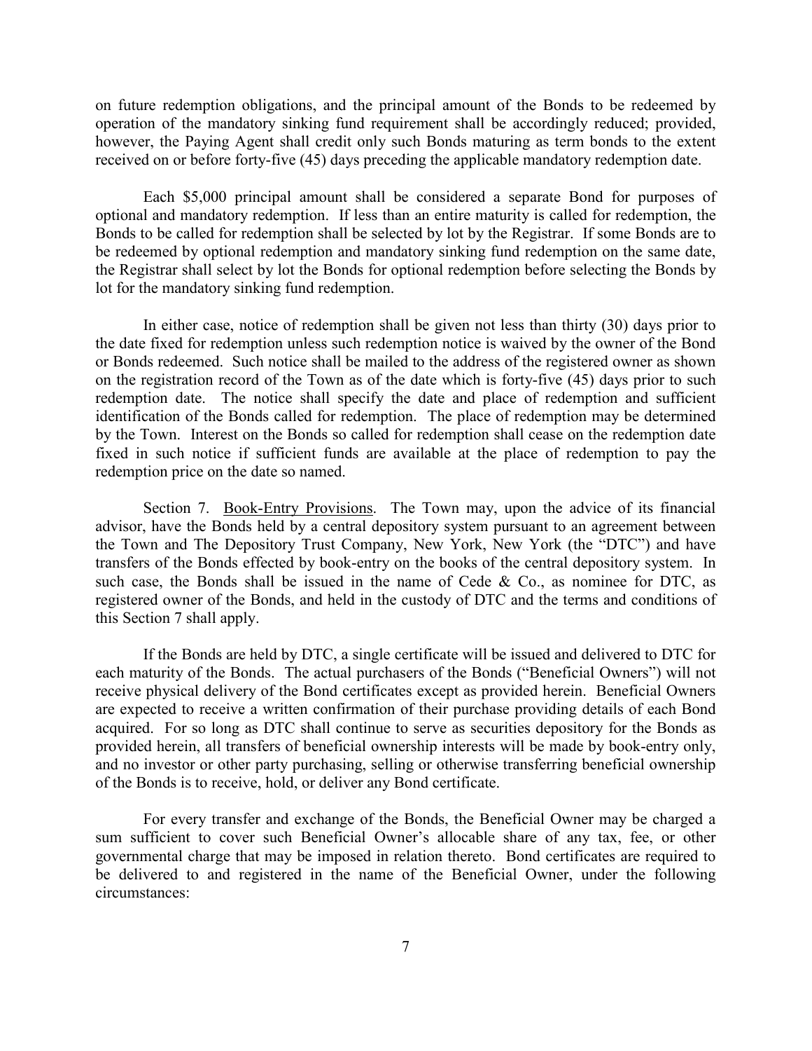on future redemption obligations, and the principal amount of the Bonds to be redeemed by operation of the mandatory sinking fund requirement shall be accordingly reduced; provided, however, the Paying Agent shall credit only such Bonds maturing as term bonds to the extent received on or before forty-five (45) days preceding the applicable mandatory redemption date.

Each $5,000 principal amount shall be considered a separate Bond for purposes of optional and mandatory redemption. If less than an entire maturity is called for redemption, the Bonds to be called for redemption shall be selected by lot by the Registrar. If some Bonds are to be redeemed by optional redemption and mandatory sinking fund redemption on the same date, the Registrar shall select by lot the Bonds for optional redemption before selecting the Bonds by lot for the mandatory sinking fund redemption.

In either case, notice of redemption shall be given not less than thirty (30) days prior to the date fixed for redemption unless such redemption notice is waived by the owner of the Bond or Bonds redeemed. Such notice shall be mailed to the address of the registered owner as shown on the registration record of the Town as of the date which is forty-five (45) days prior to such redemption date. The notice shall specify the date and place of redemption and sufficient identification of the Bonds called for redemption. The place of redemption may be determined by the Town. Interest on the Bonds so called for redemption shall cease on the redemption date fixed in such notice if sufficient funds are available at the place of redemption to pay the redemption price on the date so named.

Section 7. Book-Entry Provisions. The Town may, upon the advice of its financial advisor, have the Bonds held by a central depository system pursuant to an agreement between the Town and The Depository Trust Company, New York, New York (the "DTC") and have transfers of the Bonds effected by book-entry on the books of the central depository system. In such case, the Bonds shall be issued in the name of Cede & Co., as nominee for DTC, as registered owner of the Bonds, and held in the custody of DTC and the terms and conditions of this Section 7 shall apply.

If the Bonds are held by DTC, a single certificate will be issued and delivered to DTC for each maturity of the Bonds. The actual purchasers of the Bonds ("Beneficial Owners") will not receive physical delivery of the Bond certificates except as provided herein. Beneficial Owners are expected to receive a written confirmation of their purchase providing details of each Bond acquired. For so long as DTC shall continue to serve as securities depository for the Bonds as provided herein, all transfers of beneficial ownership interests will be made by book-entry only, and no investor or other party purchasing, selling or otherwise transferring beneficial ownership of the Bonds is to receive, hold, or deliver any Bond certificate.

For every transfer and exchange of the Bonds, the Beneficial Owner may be charged a sum sufficient to cover such Beneficial Owner's allocable share of any tax, fee, or other governmental charge that may be imposed in relation thereto. Bond certificates are required to be delivered to and registered in the name of the Beneficial Owner, under the following circumstances: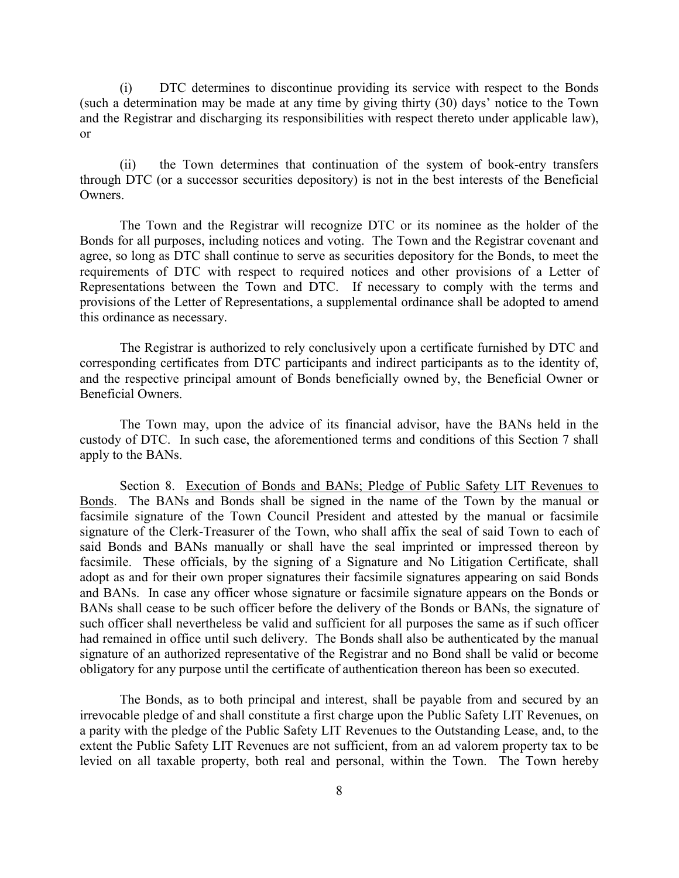(i) DTC determines to discontinue providing its service with respect to the Bonds (such a determination may be made at any time by giving thirty (30) days' notice to the Town and the Registrar and discharging its responsibilities with respect thereto under applicable law), or

(ii) the Town determines that continuation of the system of book-entry transfers through DTC (or a successor securities depository) is not in the best interests of the Beneficial Owners.

The Town and the Registrar will recognize DTC or its nominee as the holder of the Bonds for all purposes, including notices and voting. The Town and the Registrar covenant and agree, so long as DTC shall continue to serve as securities depository for the Bonds, to meet the requirements of DTC with respect to required notices and other provisions of a Letter of Representations between the Town and DTC. If necessary to comply with the terms and provisions of the Letter of Representations, a supplemental ordinance shall be adopted to amend this ordinance as necessary.

The Registrar is authorized to rely conclusively upon a certificate furnished by DTC and corresponding certificates from DTC participants and indirect participants as to the identity of, and the respective principal amount of Bonds beneficially owned by, the Beneficial Owner or Beneficial Owners.

The Town may, upon the advice of its financial advisor, have the BANs held in the custody of DTC. In such case, the aforementioned terms and conditions of this Section 7 shall apply to the BANs.

Section 8. Execution of Bonds and BANs; Pledge of Public Safety LIT Revenues to Bonds. The BANs and Bonds shall be signed in the name of the Town by the manual or facsimile signature of the Town Council President and attested by the manual or facsimile signature of the Clerk-Treasurer of the Town, who shall affix the seal of said Town to each of said Bonds and BANs manually or shall have the seal imprinted or impressed thereon by facsimile. These officials, by the signing of a Signature and No Litigation Certificate, shall adopt as and for their own proper signatures their facsimile signatures appearing on said Bonds and BANs. In case any officer whose signature or facsimile signature appears on the Bonds or BANs shall cease to be such officer before the delivery of the Bonds or BANs, the signature of such officer shall nevertheless be valid and sufficient for all purposes the same as if such officer had remained in office until such delivery. The Bonds shall also be authenticated by the manual signature of an authorized representative of the Registrar and no Bond shall be valid or become obligatory for any purpose until the certificate of authentication thereon has been so executed.

The Bonds, as to both principal and interest, shall be payable from and secured by an irrevocable pledge of and shall constitute a first charge upon the Public Safety LIT Revenues, on a parity with the pledge of the Public Safety LIT Revenues to the Outstanding Lease, and, to the extent the Public Safety LIT Revenues are not sufficient, from an ad valorem property tax to be levied on all taxable property, both real and personal, within the Town. The Town hereby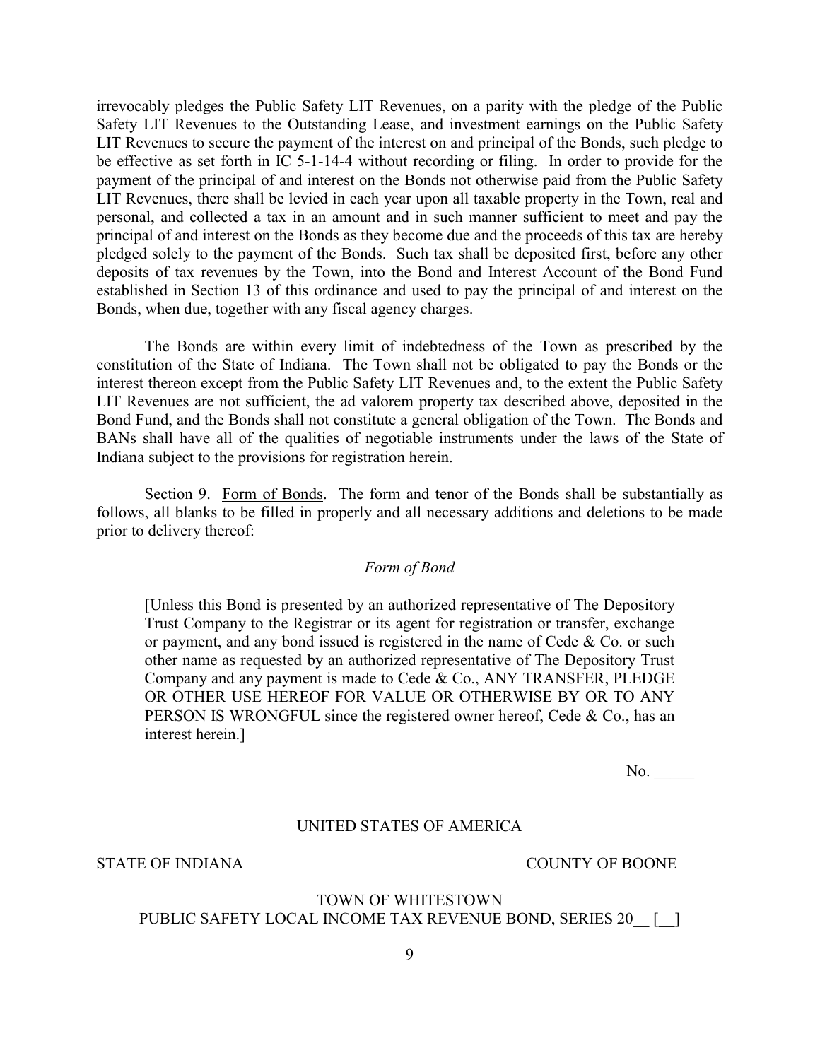irrevocably pledges the Public Safety LIT Revenues, on a parity with the pledge of the Public Safety LIT Revenues to the Outstanding Lease, and investment earnings on the Public Safety LIT Revenues to secure the payment of the interest on and principal of the Bonds, such pledge to be effective as set forth in IC 5-1-14-4 without recording or filing. In order to provide for the payment of the principal of and interest on the Bonds not otherwise paid from the Public Safety LIT Revenues, there shall be levied in each year upon all taxable property in the Town, real and personal, and collected a tax in an amount and in such manner sufficient to meet and pay the principal of and interest on the Bonds as they become due and the proceeds of this tax are hereby pledged solely to the payment of the Bonds. Such tax shall be deposited first, before any other deposits of tax revenues by the Town, into the Bond and Interest Account of the Bond Fund established in Section 13 of this ordinance and used to pay the principal of and interest on the Bonds, when due, together with any fiscal agency charges.

The Bonds are within every limit of indebtedness of the Town as prescribed by the constitution of the State of Indiana. The Town shall not be obligated to pay the Bonds or the interest thereon except from the Public Safety LIT Revenues and, to the extent the Public Safety LIT Revenues are not sufficient, the ad valorem property tax described above, deposited in the Bond Fund, and the Bonds shall not constitute a general obligation of the Town. The Bonds and BANs shall have all of the qualities of negotiable instruments under the laws of the State of Indiana subject to the provisions for registration herein.

Section 9. Form of Bonds. The form and tenor of the Bonds shall be substantially as follows, all blanks to be filled in properly and all necessary additions and deletions to be made prior to delivery thereof:

*Form of Bond*

> [Unless this Bond is presented by an authorized representative of The Depository Trust Company to the Registrar or its agent for registration or transfer, exchange or payment, and any bond issued is registered in the name of Cede & Co. or such other name as requested by an authorized representative of The Depository Trust Company and any payment is made to Cede & Co., ANY TRANSFER, PLEDGE OR OTHER USE HEREOF FOR VALUE OR OTHERWISE BY OR TO ANY PERSON IS WRONGFUL since the registered owner hereof, Cede & Co., has an interest herein.]

No. _____

UNITED STATES OF AMERICA

STATE OF INDIANA COUNTY OF BOONE

TOWN OF WHITESTOWN
PUBLIC SAFETY LOCAL INCOME TAX REVENUE BOND, SERIES 20__ [__]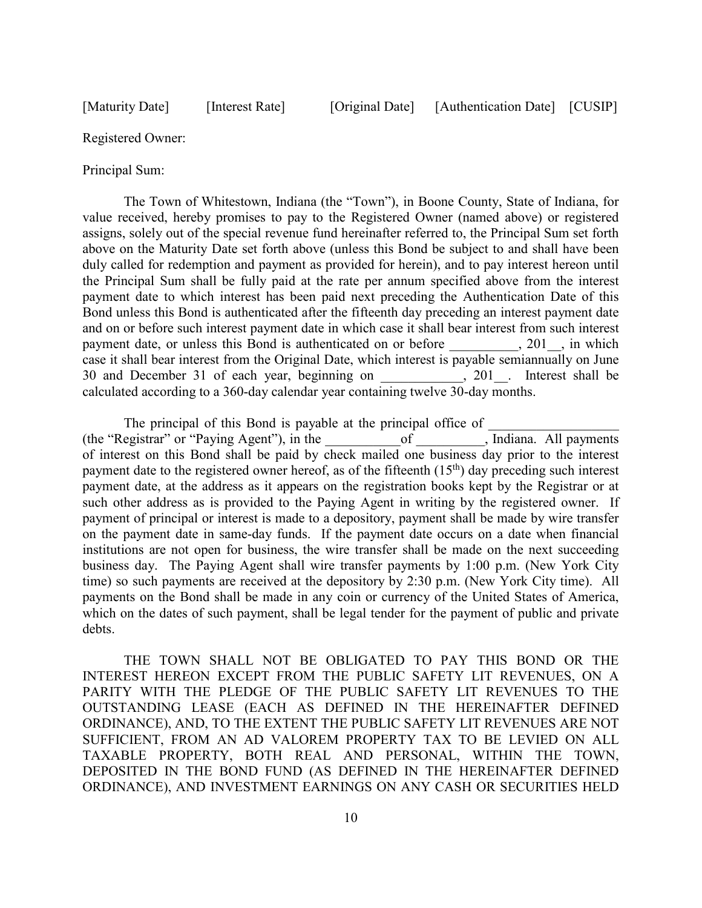[Maturity Date] [Interest Rate] [Original Date] [Authentication Date] [CUSIP]

Registered Owner:

Principal Sum:

The Town of Whitestown, Indiana (the "Town"), in Boone County, State of Indiana, for value received, hereby promises to pay to the Registered Owner (named above) or registered assigns, solely out of the special revenue fund hereinafter referred to, the Principal Sum set forth above on the Maturity Date set forth above (unless this Bond be subject to and shall have been duly called for redemption and payment as provided for herein), and to pay interest hereon until the Principal Sum shall be fully paid at the rate per annum specified above from the interest payment date to which interest has been paid next preceding the Authentication Date of this Bond unless this Bond is authenticated after the fifteenth day preceding an interest payment date and on or before such interest payment date in which case it shall bear interest from such interest payment date, or unless this Bond is authenticated on or before __________, 201__, in which case it shall bear interest from the Original Date, which interest is payable semiannually on June 30 and December 31 of each year, beginning on ____________, 201__. Interest shall be calculated according to a 360-day calendar year containing twelve 30-day months.

The principal of this Bond is payable at the principal office of __________________ (the "Registrar" or "Paying Agent"), in the ___________of __________, Indiana. All payments of interest on this Bond shall be paid by check mailed one business day prior to the interest payment date to the registered owner hereof, as of the fifteenth (15th) day preceding such interest payment date, at the address as it appears on the registration books kept by the Registrar or at such other address as is provided to the Paying Agent in writing by the registered owner. If payment of principal or interest is made to a depository, payment shall be made by wire transfer on the payment date in same-day funds. If the payment date occurs on a date when financial institutions are not open for business, the wire transfer shall be made on the next succeeding business day. The Paying Agent shall wire transfer payments by 1:00 p.m. (New York City time) so such payments are received at the depository by 2:30 p.m. (New York City time). All payments on the Bond shall be made in any coin or currency of the United States of America, which on the dates of such payment, shall be legal tender for the payment of public and private debts.

THE TOWN SHALL NOT BE OBLIGATED TO PAY THIS BOND OR THE INTEREST HEREON EXCEPT FROM THE PUBLIC SAFETY LIT REVENUES, ON A PARITY WITH THE PLEDGE OF THE PUBLIC SAFETY LIT REVENUES TO THE OUTSTANDING LEASE (EACH AS DEFINED IN THE HEREINAFTER DEFINED ORDINANCE), AND, TO THE EXTENT THE PUBLIC SAFETY LIT REVENUES ARE NOT SUFFICIENT, FROM AN AD VALOREM PROPERTY TAX TO BE LEVIED ON ALL TAXABLE PROPERTY, BOTH REAL AND PERSONAL, WITHIN THE TOWN, DEPOSITED IN THE BOND FUND (AS DEFINED IN THE HEREINAFTER DEFINED ORDINANCE), AND INVESTMENT EARNINGS ON ANY CASH OR SECURITIES HELD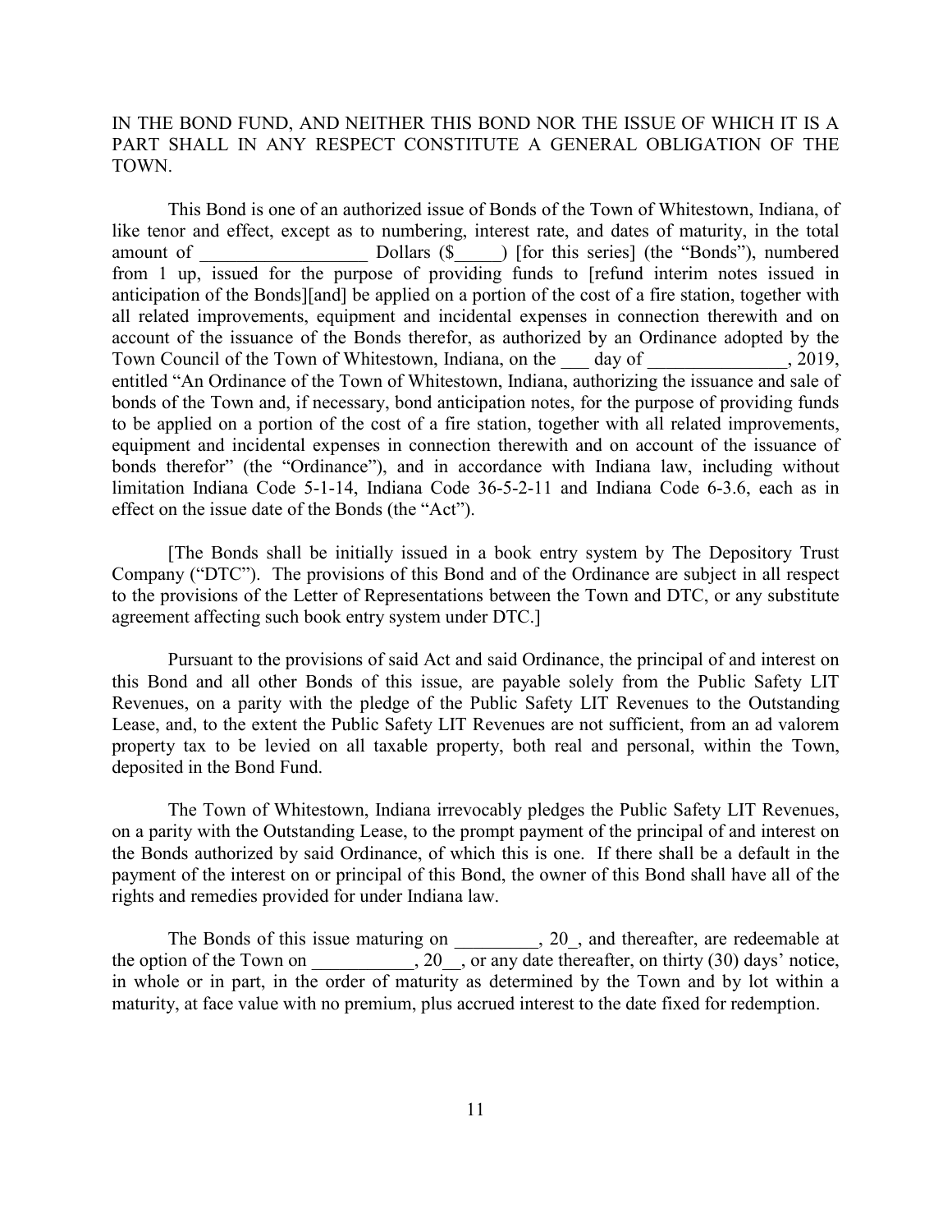IN THE BOND FUND, AND NEITHER THIS BOND NOR THE ISSUE OF WHICH IT IS A PART SHALL IN ANY RESPECT CONSTITUTE A GENERAL OBLIGATION OF THE TOWN.

This Bond is one of an authorized issue of Bonds of the Town of Whitestown, Indiana, of like tenor and effect, except as to numbering, interest rate, and dates of maturity, in the total amount of __________________ Dollars ($_____) [for this series] (the "Bonds"), numbered from 1 up, issued for the purpose of providing funds to [refund interim notes issued in anticipation of the Bonds][and] be applied on a portion of the cost of a fire station, together with all related improvements, equipment and incidental expenses in connection therewith and on account of the issuance of the Bonds therefor, as authorized by an Ordinance adopted by the Town Council of the Town of Whitestown, Indiana, on the ___ day of _______________, 2019, entitled "An Ordinance of the Town of Whitestown, Indiana, authorizing the issuance and sale of bonds of the Town and, if necessary, bond anticipation notes, for the purpose of providing funds to be applied on a portion of the cost of a fire station, together with all related improvements, equipment and incidental expenses in connection therewith and on account of the issuance of bonds therefor" (the "Ordinance"), and in accordance with Indiana law, including without limitation Indiana Code 5-1-14, Indiana Code 36-5-2-11 and Indiana Code 6-3.6, each as in effect on the issue date of the Bonds (the "Act").

[The Bonds shall be initially issued in a book entry system by The Depository Trust Company ("DTC"). The provisions of this Bond and of the Ordinance are subject in all respect to the provisions of the Letter of Representations between the Town and DTC, or any substitute agreement affecting such book entry system under DTC.]

Pursuant to the provisions of said Act and said Ordinance, the principal of and interest on this Bond and all other Bonds of this issue, are payable solely from the Public Safety LIT Revenues, on a parity with the pledge of the Public Safety LIT Revenues to the Outstanding Lease, and, to the extent the Public Safety LIT Revenues are not sufficient, from an ad valorem property tax to be levied on all taxable property, both real and personal, within the Town, deposited in the Bond Fund.

The Town of Whitestown, Indiana irrevocably pledges the Public Safety LIT Revenues, on a parity with the Outstanding Lease, to the prompt payment of the principal of and interest on the Bonds authorized by said Ordinance, of which this is one. If there shall be a default in the payment of the interest on or principal of this Bond, the owner of this Bond shall have all of the rights and remedies provided for under Indiana law.

The Bonds of this issue maturing on _________, 20_, and thereafter, are redeemable at the option of the Town on ___________, 20__, or any date thereafter, on thirty (30) days' notice, in whole or in part, in the order of maturity as determined by the Town and by lot within a maturity, at face value with no premium, plus accrued interest to the date fixed for redemption.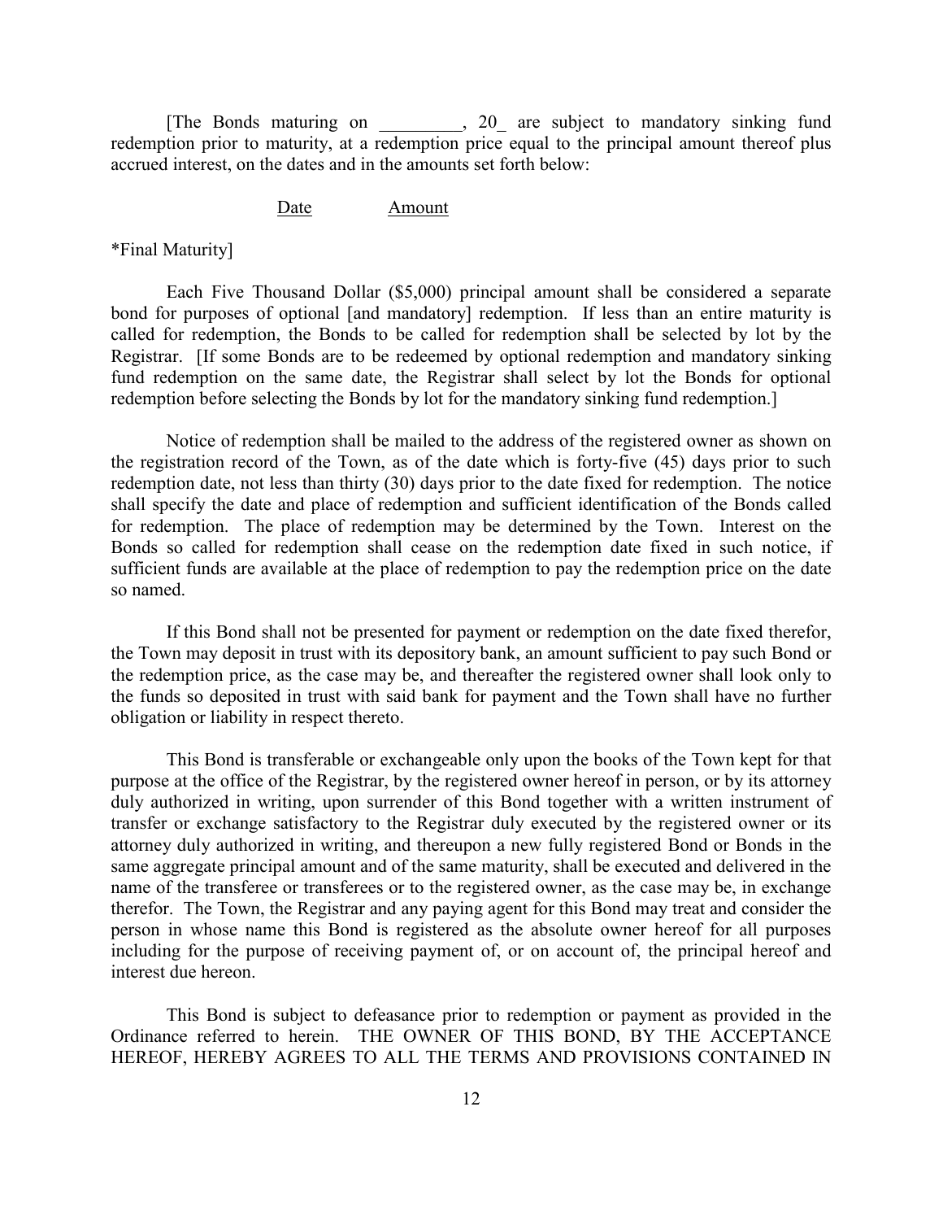[The Bonds maturing on _________, 20_ are subject to mandatory sinking fund redemption prior to maturity, at a redemption price equal to the principal amount thereof plus accrued interest, on the dates and in the amounts set forth below:

| Date | Amount |
| --- | --- |

*Final Maturity]

Each Five Thousand Dollar ($5,000) principal amount shall be considered a separate bond for purposes of optional [and mandatory] redemption. If less than an entire maturity is called for redemption, the Bonds to be called for redemption shall be selected by lot by the Registrar. [If some Bonds are to be redeemed by optional redemption and mandatory sinking fund redemption on the same date, the Registrar shall select by lot the Bonds for optional redemption before selecting the Bonds by lot for the mandatory sinking fund redemption.]

Notice of redemption shall be mailed to the address of the registered owner as shown on the registration record of the Town, as of the date which is forty-five (45) days prior to such redemption date, not less than thirty (30) days prior to the date fixed for redemption. The notice shall specify the date and place of redemption and sufficient identification of the Bonds called for redemption. The place of redemption may be determined by the Town. Interest on the Bonds so called for redemption shall cease on the redemption date fixed in such notice, if sufficient funds are available at the place of redemption to pay the redemption price on the date so named.

If this Bond shall not be presented for payment or redemption on the date fixed therefor, the Town may deposit in trust with its depository bank, an amount sufficient to pay such Bond or the redemption price, as the case may be, and thereafter the registered owner shall look only to the funds so deposited in trust with said bank for payment and the Town shall have no further obligation or liability in respect thereto.

This Bond is transferable or exchangeable only upon the books of the Town kept for that purpose at the office of the Registrar, by the registered owner hereof in person, or by its attorney duly authorized in writing, upon surrender of this Bond together with a written instrument of transfer or exchange satisfactory to the Registrar duly executed by the registered owner or its attorney duly authorized in writing, and thereupon a new fully registered Bond or Bonds in the same aggregate principal amount and of the same maturity, shall be executed and delivered in the name of the transferee or transferees or to the registered owner, as the case may be, in exchange therefor. The Town, the Registrar and any paying agent for this Bond may treat and consider the person in whose name this Bond is registered as the absolute owner hereof for all purposes including for the purpose of receiving payment of, or on account of, the principal hereof and interest due hereon.

This Bond is subject to defeasance prior to redemption or payment as provided in the Ordinance referred to herein. THE OWNER OF THIS BOND, BY THE ACCEPTANCE HEREOF, HEREBY AGREES TO ALL THE TERMS AND PROVISIONS CONTAINED IN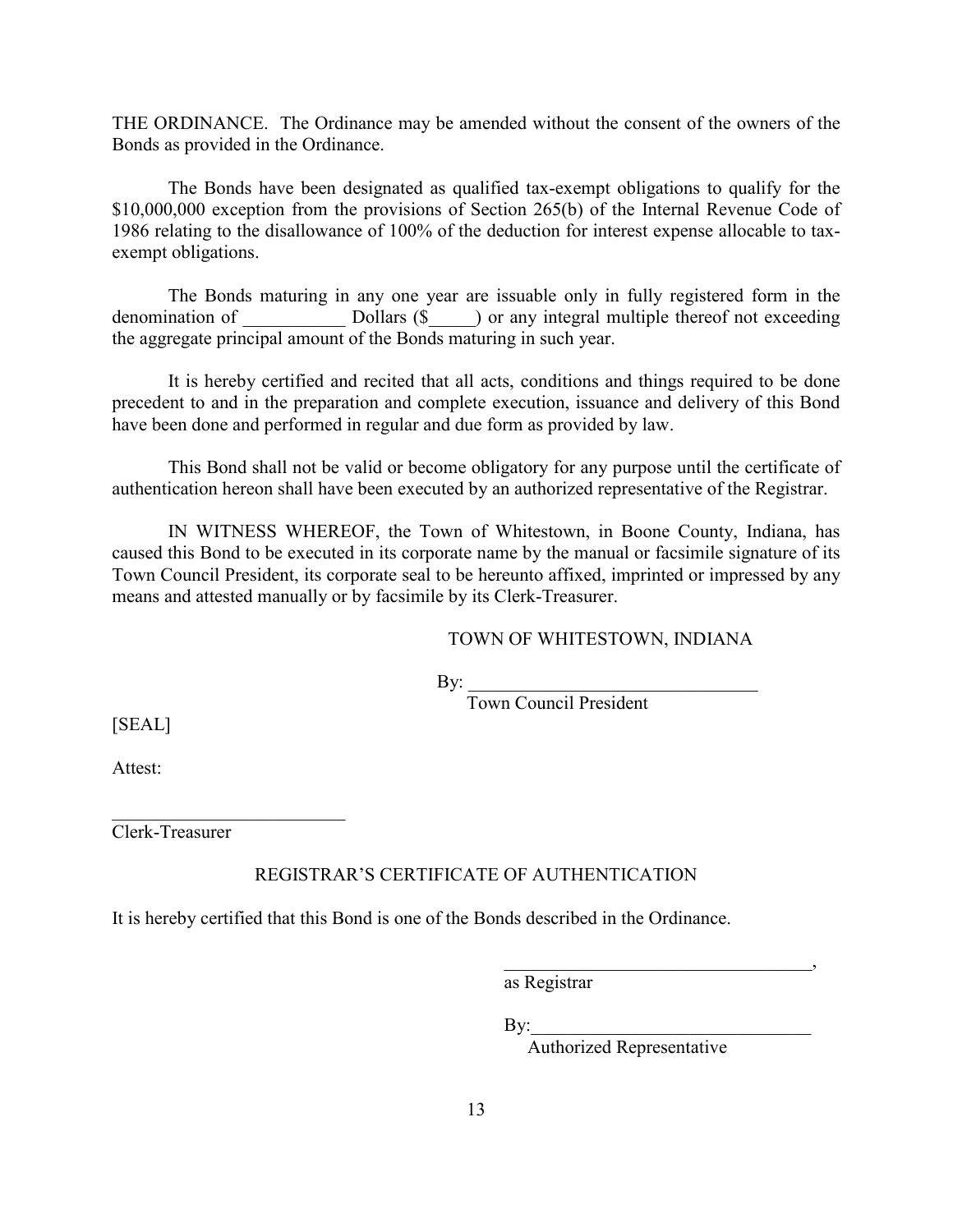THE ORDINANCE. The Ordinance may be amended without the consent of the owners of the Bonds as provided in the Ordinance.

The Bonds have been designated as qualified tax-exempt obligations to qualify for the $10,000,000 exception from the provisions of Section 265(b) of the Internal Revenue Code of 1986 relating to the disallowance of 100% of the deduction for interest expense allocable to tax-exempt obligations.

The Bonds maturing in any one year are issuable only in fully registered form in the denomination of ___________ Dollars ($_____) or any integral multiple thereof not exceeding the aggregate principal amount of the Bonds maturing in such year.

It is hereby certified and recited that all acts, conditions and things required to be done precedent to and in the preparation and complete execution, issuance and delivery of this Bond have been done and performed in regular and due form as provided by law.

This Bond shall not be valid or become obligatory for any purpose until the certificate of authentication hereon shall have been executed by an authorized representative of the Registrar.

IN WITNESS WHEREOF, the Town of Whitestown, in Boone County, Indiana, has caused this Bond to be executed in its corporate name by the manual or facsimile signature of its Town Council President, its corporate seal to be hereunto affixed, imprinted or impressed by any means and attested manually or by facsimile by its Clerk-Treasurer.

TOWN OF WHITESTOWN, INDIANA

By: _______________________________
Town Council President

[SEAL]

Attest:

__________________________
Clerk-Treasurer

REGISTRAR'S CERTIFICATE OF AUTHENTICATION

It is hereby certified that this Bond is one of the Bonds described in the Ordinance.

__________________________________,
as Registrar

By:______________________________
Authorized Representative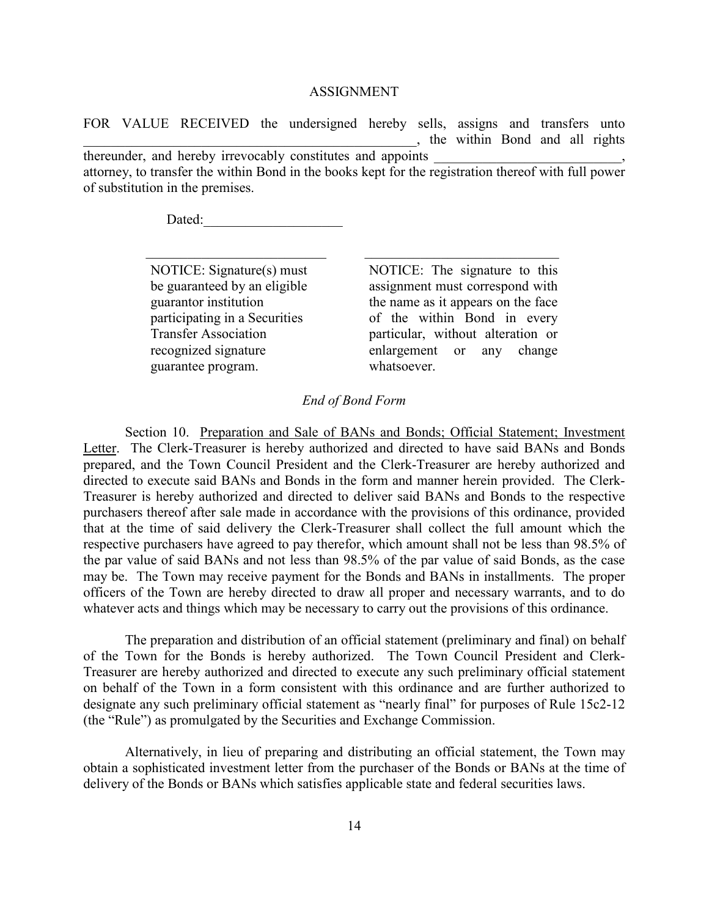ASSIGNMENT

FOR VALUE RECEIVED the undersigned hereby sells, assigns and transfers unto ______________________________________________, the within Bond and all rights thereunder, and hereby irrevocably constitutes and appoints ___________________________, attorney, to transfer the within Bond in the books kept for the registration thereof with full power of substitution in the premises.

Dated:____________________

| _________________________ | _____________________________ |
|---|---|
| NOTICE: Signature(s) must be guaranteed by an eligible guarantor institution participating in a Securities Transfer Association recognized signature guarantee program. | NOTICE: The signature to this assignment must correspond with the name as it appears on the face of the within Bond in every particular, without alteration or enlargement or any change whatsoever. |

*End of Bond Form*

Section 10. Preparation and Sale of BANs and Bonds; Official Statement; Investment Letter. The Clerk-Treasurer is hereby authorized and directed to have said BANs and Bonds prepared, and the Town Council President and the Clerk-Treasurer are hereby authorized and directed to execute said BANs and Bonds in the form and manner herein provided. The Clerk-Treasurer is hereby authorized and directed to deliver said BANs and Bonds to the respective purchasers thereof after sale made in accordance with the provisions of this ordinance, provided that at the time of said delivery the Clerk-Treasurer shall collect the full amount which the respective purchasers have agreed to pay therefor, which amount shall not be less than 98.5% of the par value of said BANs and not less than 98.5% of the par value of said Bonds, as the case may be. The Town may receive payment for the Bonds and BANs in installments. The proper officers of the Town are hereby directed to draw all proper and necessary warrants, and to do whatever acts and things which may be necessary to carry out the provisions of this ordinance.

The preparation and distribution of an official statement (preliminary and final) on behalf of the Town for the Bonds is hereby authorized. The Town Council President and Clerk-Treasurer are hereby authorized and directed to execute any such preliminary official statement on behalf of the Town in a form consistent with this ordinance and are further authorized to designate any such preliminary official statement as "nearly final" for purposes of Rule 15c2-12 (the "Rule") as promulgated by the Securities and Exchange Commission.

Alternatively, in lieu of preparing and distributing an official statement, the Town may obtain a sophisticated investment letter from the purchaser of the Bonds or BANs at the time of delivery of the Bonds or BANs which satisfies applicable state and federal securities laws.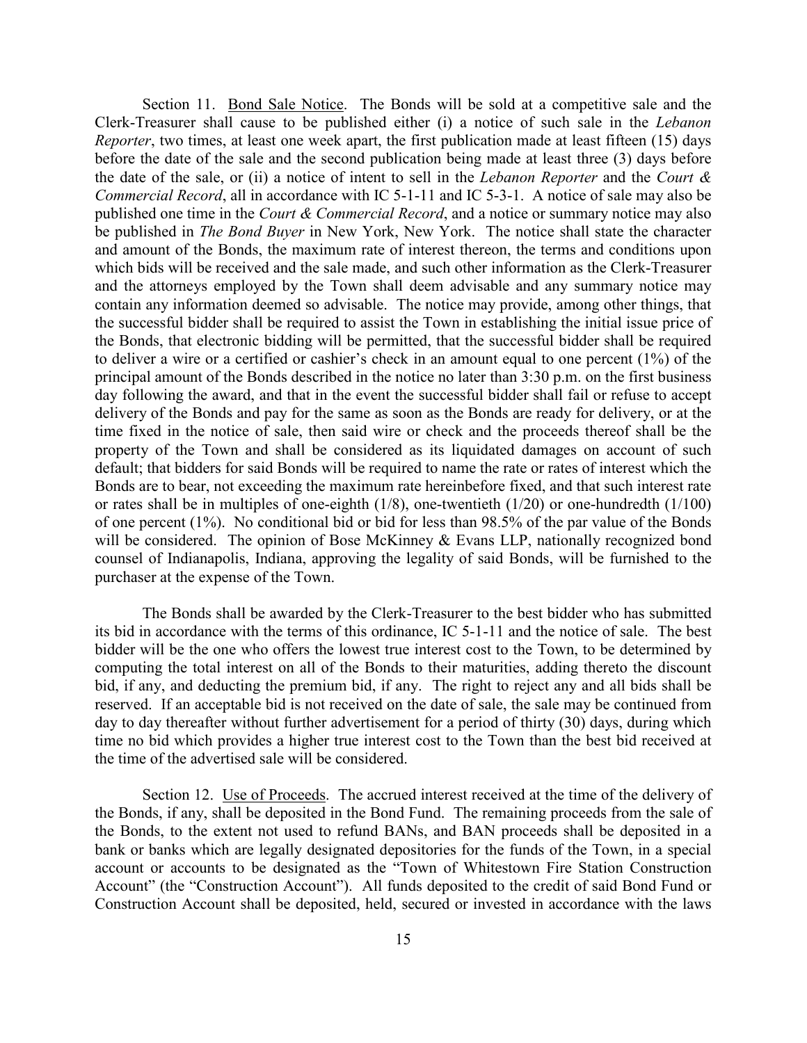Section 11. Bond Sale Notice. The Bonds will be sold at a competitive sale and the Clerk-Treasurer shall cause to be published either (i) a notice of such sale in the *Lebanon Reporter*, two times, at least one week apart, the first publication made at least fifteen (15) days before the date of the sale and the second publication being made at least three (3) days before the date of the sale, or (ii) a notice of intent to sell in the *Lebanon Reporter* and the *Court & Commercial Record*, all in accordance with IC 5-1-11 and IC 5-3-1. A notice of sale may also be published one time in the *Court & Commercial Record*, and a notice or summary notice may also be published in *The Bond Buyer* in New York, New York. The notice shall state the character and amount of the Bonds, the maximum rate of interest thereon, the terms and conditions upon which bids will be received and the sale made, and such other information as the Clerk-Treasurer and the attorneys employed by the Town shall deem advisable and any summary notice may contain any information deemed so advisable. The notice may provide, among other things, that the successful bidder shall be required to assist the Town in establishing the initial issue price of the Bonds, that electronic bidding will be permitted, that the successful bidder shall be required to deliver a wire or a certified or cashier's check in an amount equal to one percent (1%) of the principal amount of the Bonds described in the notice no later than 3:30 p.m. on the first business day following the award, and that in the event the successful bidder shall fail or refuse to accept delivery of the Bonds and pay for the same as soon as the Bonds are ready for delivery, or at the time fixed in the notice of sale, then said wire or check and the proceeds thereof shall be the property of the Town and shall be considered as its liquidated damages on account of such default; that bidders for said Bonds will be required to name the rate or rates of interest which the Bonds are to bear, not exceeding the maximum rate hereinbefore fixed, and that such interest rate or rates shall be in multiples of one-eighth (1/8), one-twentieth (1/20) or one-hundredth (1/100) of one percent (1%). No conditional bid or bid for less than 98.5% of the par value of the Bonds will be considered. The opinion of Bose McKinney & Evans LLP, nationally recognized bond counsel of Indianapolis, Indiana, approving the legality of said Bonds, will be furnished to the purchaser at the expense of the Town.

The Bonds shall be awarded by the Clerk-Treasurer to the best bidder who has submitted its bid in accordance with the terms of this ordinance, IC 5-1-11 and the notice of sale. The best bidder will be the one who offers the lowest true interest cost to the Town, to be determined by computing the total interest on all of the Bonds to their maturities, adding thereto the discount bid, if any, and deducting the premium bid, if any. The right to reject any and all bids shall be reserved. If an acceptable bid is not received on the date of sale, the sale may be continued from day to day thereafter without further advertisement for a period of thirty (30) days, during which time no bid which provides a higher true interest cost to the Town than the best bid received at the time of the advertised sale will be considered.

Section 12. Use of Proceeds. The accrued interest received at the time of the delivery of the Bonds, if any, shall be deposited in the Bond Fund. The remaining proceeds from the sale of the Bonds, to the extent not used to refund BANs, and BAN proceeds shall be deposited in a bank or banks which are legally designated depositories for the funds of the Town, in a special account or accounts to be designated as the "Town of Whitestown Fire Station Construction Account" (the "Construction Account"). All funds deposited to the credit of said Bond Fund or Construction Account shall be deposited, held, secured or invested in accordance with the laws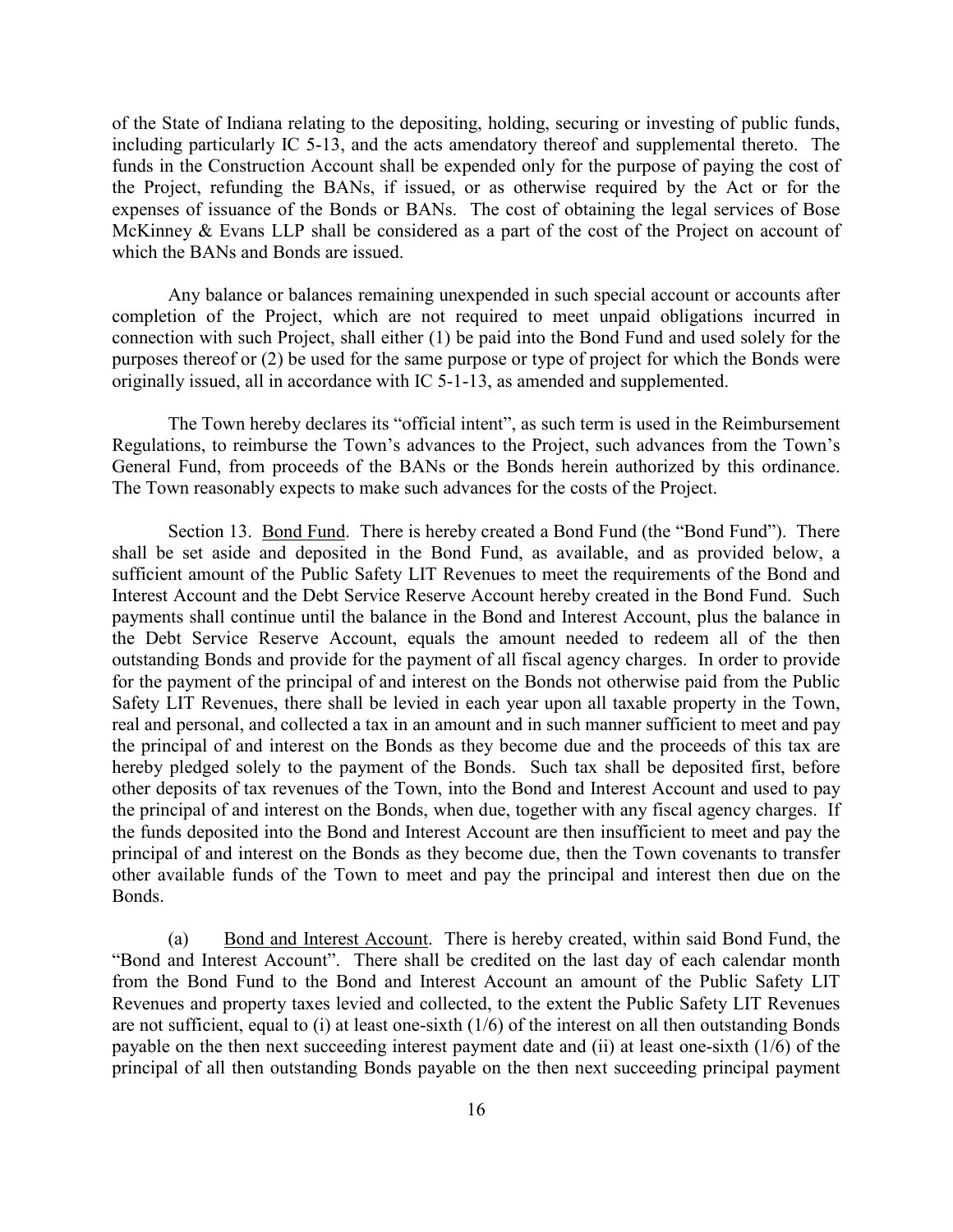of the State of Indiana relating to the depositing, holding, securing or investing of public funds, including particularly IC 5-13, and the acts amendatory thereof and supplemental thereto. The funds in the Construction Account shall be expended only for the purpose of paying the cost of the Project, refunding the BANs, if issued, or as otherwise required by the Act or for the expenses of issuance of the Bonds or BANs. The cost of obtaining the legal services of Bose McKinney & Evans LLP shall be considered as a part of the cost of the Project on account of which the BANs and Bonds are issued.

Any balance or balances remaining unexpended in such special account or accounts after completion of the Project, which are not required to meet unpaid obligations incurred in connection with such Project, shall either (1) be paid into the Bond Fund and used solely for the purposes thereof or (2) be used for the same purpose or type of project for which the Bonds were originally issued, all in accordance with IC 5-1-13, as amended and supplemented.

The Town hereby declares its "official intent", as such term is used in the Reimbursement Regulations, to reimburse the Town's advances to the Project, such advances from the Town's General Fund, from proceeds of the BANs or the Bonds herein authorized by this ordinance. The Town reasonably expects to make such advances for the costs of the Project.

Section 13. Bond Fund. There is hereby created a Bond Fund (the "Bond Fund"). There shall be set aside and deposited in the Bond Fund, as available, and as provided below, a sufficient amount of the Public Safety LIT Revenues to meet the requirements of the Bond and Interest Account and the Debt Service Reserve Account hereby created in the Bond Fund. Such payments shall continue until the balance in the Bond and Interest Account, plus the balance in the Debt Service Reserve Account, equals the amount needed to redeem all of the then outstanding Bonds and provide for the payment of all fiscal agency charges. In order to provide for the payment of the principal of and interest on the Bonds not otherwise paid from the Public Safety LIT Revenues, there shall be levied in each year upon all taxable property in the Town, real and personal, and collected a tax in an amount and in such manner sufficient to meet and pay the principal of and interest on the Bonds as they become due and the proceeds of this tax are hereby pledged solely to the payment of the Bonds. Such tax shall be deposited first, before other deposits of tax revenues of the Town, into the Bond and Interest Account and used to pay the principal of and interest on the Bonds, when due, together with any fiscal agency charges. If the funds deposited into the Bond and Interest Account are then insufficient to meet and pay the principal of and interest on the Bonds as they become due, then the Town covenants to transfer other available funds of the Town to meet and pay the principal and interest then due on the Bonds.

(a) Bond and Interest Account. There is hereby created, within said Bond Fund, the "Bond and Interest Account". There shall be credited on the last day of each calendar month from the Bond Fund to the Bond and Interest Account an amount of the Public Safety LIT Revenues and property taxes levied and collected, to the extent the Public Safety LIT Revenues are not sufficient, equal to (i) at least one-sixth (1/6) of the interest on all then outstanding Bonds payable on the then next succeeding interest payment date and (ii) at least one-sixth (1/6) of the principal of all then outstanding Bonds payable on the then next succeeding principal payment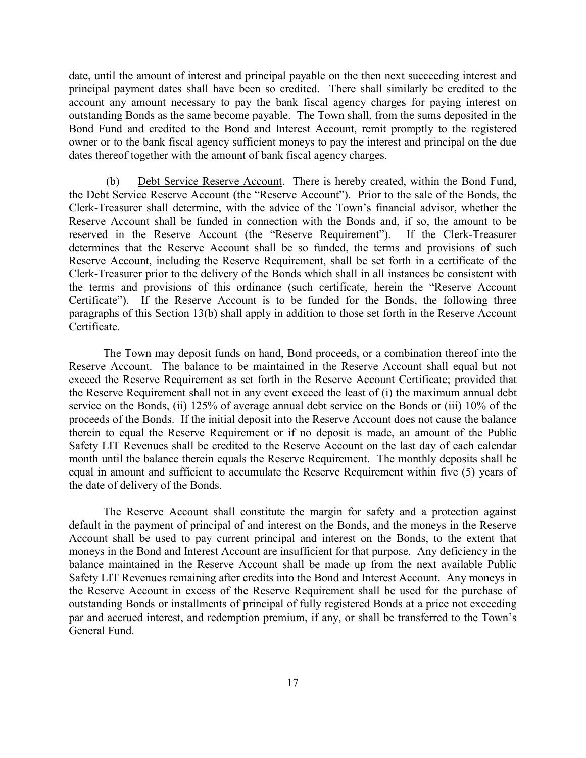date, until the amount of interest and principal payable on the then next succeeding interest and principal payment dates shall have been so credited. There shall similarly be credited to the account any amount necessary to pay the bank fiscal agency charges for paying interest on outstanding Bonds as the same become payable. The Town shall, from the sums deposited in the Bond Fund and credited to the Bond and Interest Account, remit promptly to the registered owner or to the bank fiscal agency sufficient moneys to pay the interest and principal on the due dates thereof together with the amount of bank fiscal agency charges.

(b) Debt Service Reserve Account. There is hereby created, within the Bond Fund, the Debt Service Reserve Account (the "Reserve Account"). Prior to the sale of the Bonds, the Clerk-Treasurer shall determine, with the advice of the Town's financial advisor, whether the Reserve Account shall be funded in connection with the Bonds and, if so, the amount to be reserved in the Reserve Account (the "Reserve Requirement"). If the Clerk-Treasurer determines that the Reserve Account shall be so funded, the terms and provisions of such Reserve Account, including the Reserve Requirement, shall be set forth in a certificate of the Clerk-Treasurer prior to the delivery of the Bonds which shall in all instances be consistent with the terms and provisions of this ordinance (such certificate, herein the "Reserve Account Certificate"). If the Reserve Account is to be funded for the Bonds, the following three paragraphs of this Section 13(b) shall apply in addition to those set forth in the Reserve Account Certificate.

The Town may deposit funds on hand, Bond proceeds, or a combination thereof into the Reserve Account. The balance to be maintained in the Reserve Account shall equal but not exceed the Reserve Requirement as set forth in the Reserve Account Certificate; provided that the Reserve Requirement shall not in any event exceed the least of (i) the maximum annual debt service on the Bonds, (ii) 125% of average annual debt service on the Bonds or (iii) 10% of the proceeds of the Bonds. If the initial deposit into the Reserve Account does not cause the balance therein to equal the Reserve Requirement or if no deposit is made, an amount of the Public Safety LIT Revenues shall be credited to the Reserve Account on the last day of each calendar month until the balance therein equals the Reserve Requirement. The monthly deposits shall be equal in amount and sufficient to accumulate the Reserve Requirement within five (5) years of the date of delivery of the Bonds.

The Reserve Account shall constitute the margin for safety and a protection against default in the payment of principal of and interest on the Bonds, and the moneys in the Reserve Account shall be used to pay current principal and interest on the Bonds, to the extent that moneys in the Bond and Interest Account are insufficient for that purpose. Any deficiency in the balance maintained in the Reserve Account shall be made up from the next available Public Safety LIT Revenues remaining after credits into the Bond and Interest Account. Any moneys in the Reserve Account in excess of the Reserve Requirement shall be used for the purchase of outstanding Bonds or installments of principal of fully registered Bonds at a price not exceeding par and accrued interest, and redemption premium, if any, or shall be transferred to the Town's General Fund.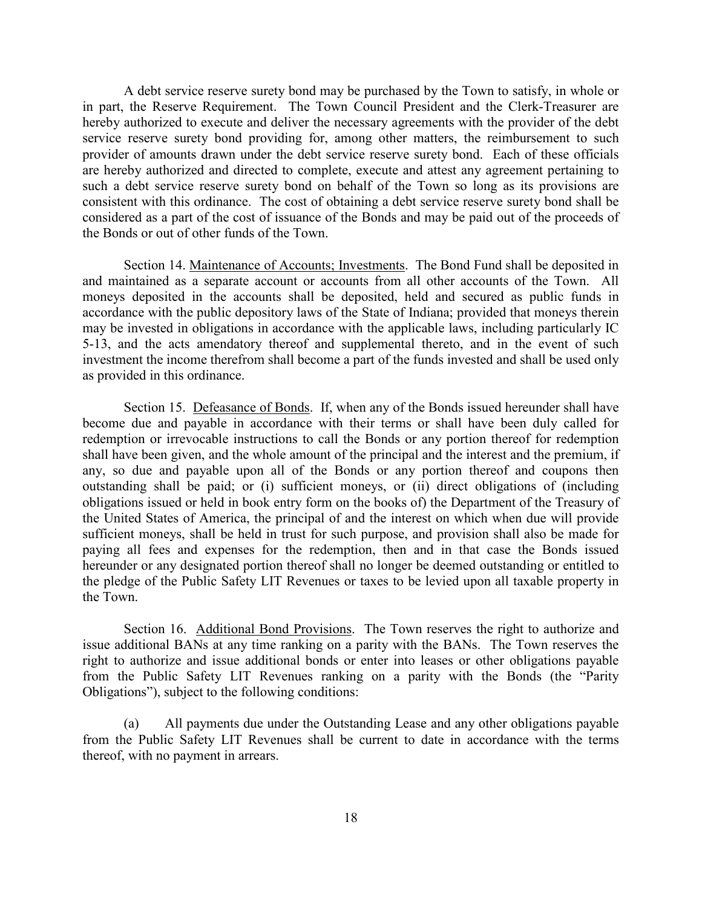A debt service reserve surety bond may be purchased by the Town to satisfy, in whole or in part, the Reserve Requirement. The Town Council President and the Clerk-Treasurer are hereby authorized to execute and deliver the necessary agreements with the provider of the debt service reserve surety bond providing for, among other matters, the reimbursement to such provider of amounts drawn under the debt service reserve surety bond. Each of these officials are hereby authorized and directed to complete, execute and attest any agreement pertaining to such a debt service reserve surety bond on behalf of the Town so long as its provisions are consistent with this ordinance. The cost of obtaining a debt service reserve surety bond shall be considered as a part of the cost of issuance of the Bonds and may be paid out of the proceeds of the Bonds or out of other funds of the Town.

Section 14. Maintenance of Accounts; Investments. The Bond Fund shall be deposited in and maintained as a separate account or accounts from all other accounts of the Town. All moneys deposited in the accounts shall be deposited, held and secured as public funds in accordance with the public depository laws of the State of Indiana; provided that moneys therein may be invested in obligations in accordance with the applicable laws, including particularly IC 5-13, and the acts amendatory thereof and supplemental thereto, and in the event of such investment the income therefrom shall become a part of the funds invested and shall be used only as provided in this ordinance.

Section 15. Defeasance of Bonds. If, when any of the Bonds issued hereunder shall have become due and payable in accordance with their terms or shall have been duly called for redemption or irrevocable instructions to call the Bonds or any portion thereof for redemption shall have been given, and the whole amount of the principal and the interest and the premium, if any, so due and payable upon all of the Bonds or any portion thereof and coupons then outstanding shall be paid; or (i) sufficient moneys, or (ii) direct obligations of (including obligations issued or held in book entry form on the books of) the Department of the Treasury of the United States of America, the principal of and the interest on which when due will provide sufficient moneys, shall be held in trust for such purpose, and provision shall also be made for paying all fees and expenses for the redemption, then and in that case the Bonds issued hereunder or any designated portion thereof shall no longer be deemed outstanding or entitled to the pledge of the Public Safety LIT Revenues or taxes to be levied upon all taxable property in the Town.

Section 16. Additional Bond Provisions. The Town reserves the right to authorize and issue additional BANs at any time ranking on a parity with the BANs. The Town reserves the right to authorize and issue additional bonds or enter into leases or other obligations payable from the Public Safety LIT Revenues ranking on a parity with the Bonds (the "Parity Obligations"), subject to the following conditions:

(a) All payments due under the Outstanding Lease and any other obligations payable from the Public Safety LIT Revenues shall be current to date in accordance with the terms thereof, with no payment in arrears.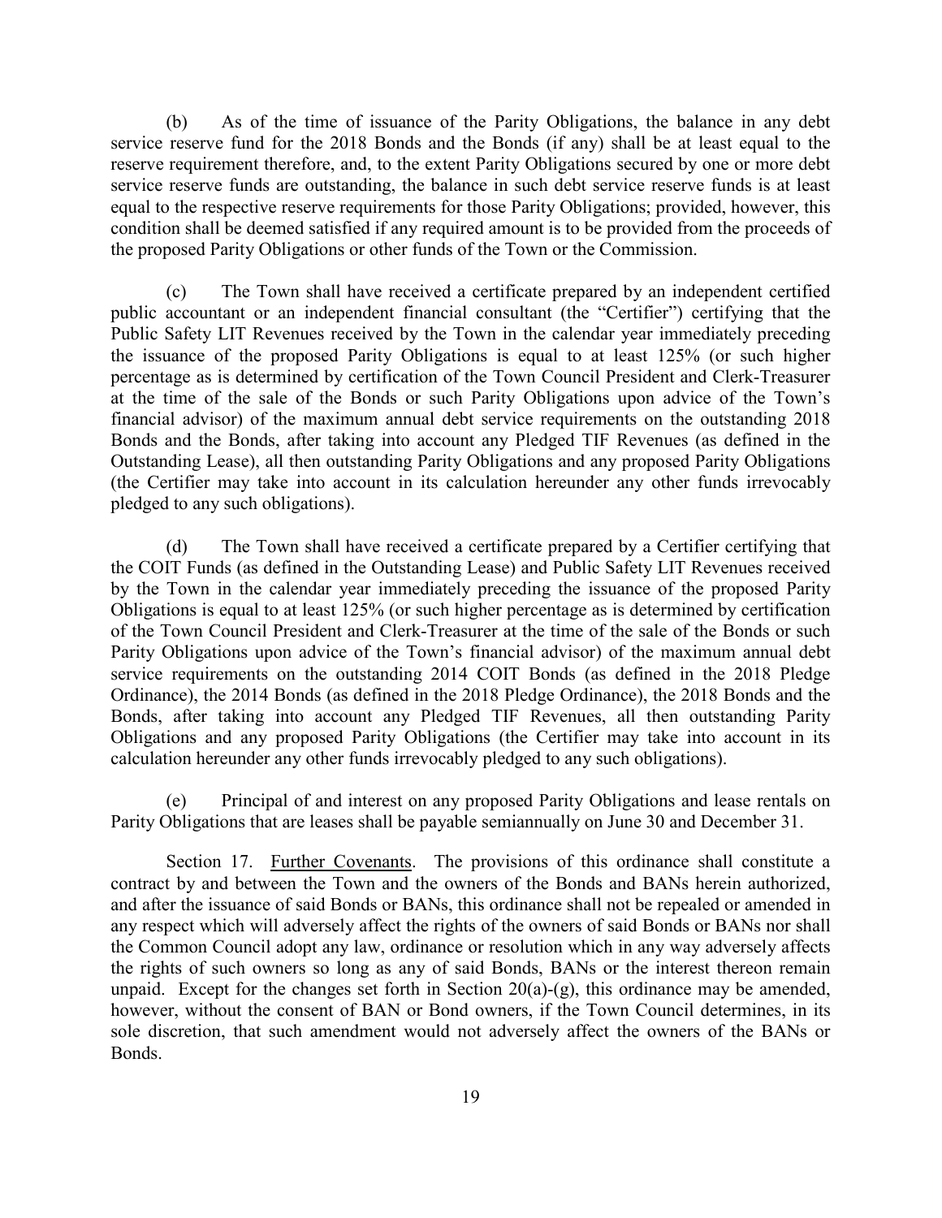(b) As of the time of issuance of the Parity Obligations, the balance in any debt service reserve fund for the 2018 Bonds and the Bonds (if any) shall be at least equal to the reserve requirement therefore, and, to the extent Parity Obligations secured by one or more debt service reserve funds are outstanding, the balance in such debt service reserve funds is at least equal to the respective reserve requirements for those Parity Obligations; provided, however, this condition shall be deemed satisfied if any required amount is to be provided from the proceeds of the proposed Parity Obligations or other funds of the Town or the Commission.

(c) The Town shall have received a certificate prepared by an independent certified public accountant or an independent financial consultant (the "Certifier") certifying that the Public Safety LIT Revenues received by the Town in the calendar year immediately preceding the issuance of the proposed Parity Obligations is equal to at least 125% (or such higher percentage as is determined by certification of the Town Council President and Clerk-Treasurer at the time of the sale of the Bonds or such Parity Obligations upon advice of the Town's financial advisor) of the maximum annual debt service requirements on the outstanding 2018 Bonds and the Bonds, after taking into account any Pledged TIF Revenues (as defined in the Outstanding Lease), all then outstanding Parity Obligations and any proposed Parity Obligations (the Certifier may take into account in its calculation hereunder any other funds irrevocably pledged to any such obligations).

(d) The Town shall have received a certificate prepared by a Certifier certifying that the COIT Funds (as defined in the Outstanding Lease) and Public Safety LIT Revenues received by the Town in the calendar year immediately preceding the issuance of the proposed Parity Obligations is equal to at least 125% (or such higher percentage as is determined by certification of the Town Council President and Clerk-Treasurer at the time of the sale of the Bonds or such Parity Obligations upon advice of the Town's financial advisor) of the maximum annual debt service requirements on the outstanding 2014 COIT Bonds (as defined in the 2018 Pledge Ordinance), the 2014 Bonds (as defined in the 2018 Pledge Ordinance), the 2018 Bonds and the Bonds, after taking into account any Pledged TIF Revenues, all then outstanding Parity Obligations and any proposed Parity Obligations (the Certifier may take into account in its calculation hereunder any other funds irrevocably pledged to any such obligations).

(e) Principal of and interest on any proposed Parity Obligations and lease rentals on Parity Obligations that are leases shall be payable semiannually on June 30 and December 31.

Section 17. Further Covenants. The provisions of this ordinance shall constitute a contract by and between the Town and the owners of the Bonds and BANs herein authorized, and after the issuance of said Bonds or BANs, this ordinance shall not be repealed or amended in any respect which will adversely affect the rights of the owners of said Bonds or BANs nor shall the Common Council adopt any law, ordinance or resolution which in any way adversely affects the rights of such owners so long as any of said Bonds, BANs or the interest thereon remain unpaid. Except for the changes set forth in Section 20(a)-(g), this ordinance may be amended, however, without the consent of BAN or Bond owners, if the Town Council determines, in its sole discretion, that such amendment would not adversely affect the owners of the BANs or Bonds.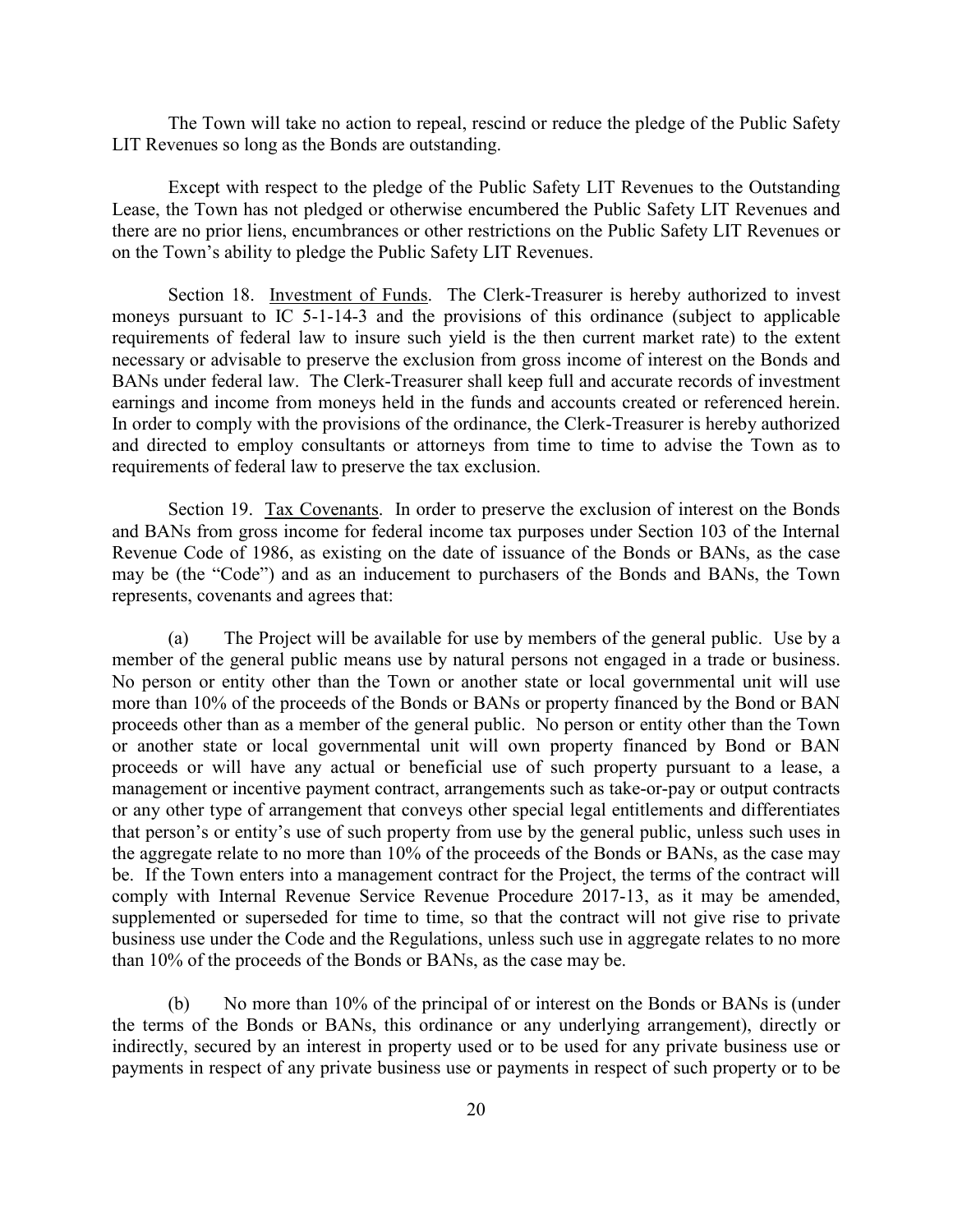The Town will take no action to repeal, rescind or reduce the pledge of the Public Safety LIT Revenues so long as the Bonds are outstanding.

Except with respect to the pledge of the Public Safety LIT Revenues to the Outstanding Lease, the Town has not pledged or otherwise encumbered the Public Safety LIT Revenues and there are no prior liens, encumbrances or other restrictions on the Public Safety LIT Revenues or on the Town's ability to pledge the Public Safety LIT Revenues.

Section 18. Investment of Funds. The Clerk-Treasurer is hereby authorized to invest moneys pursuant to IC 5-1-14-3 and the provisions of this ordinance (subject to applicable requirements of federal law to insure such yield is the then current market rate) to the extent necessary or advisable to preserve the exclusion from gross income of interest on the Bonds and BANs under federal law. The Clerk-Treasurer shall keep full and accurate records of investment earnings and income from moneys held in the funds and accounts created or referenced herein. In order to comply with the provisions of the ordinance, the Clerk-Treasurer is hereby authorized and directed to employ consultants or attorneys from time to time to advise the Town as to requirements of federal law to preserve the tax exclusion.

Section 19. Tax Covenants. In order to preserve the exclusion of interest on the Bonds and BANs from gross income for federal income tax purposes under Section 103 of the Internal Revenue Code of 1986, as existing on the date of issuance of the Bonds or BANs, as the case may be (the "Code") and as an inducement to purchasers of the Bonds and BANs, the Town represents, covenants and agrees that:

(a) The Project will be available for use by members of the general public. Use by a member of the general public means use by natural persons not engaged in a trade or business. No person or entity other than the Town or another state or local governmental unit will use more than 10% of the proceeds of the Bonds or BANs or property financed by the Bond or BAN proceeds other than as a member of the general public. No person or entity other than the Town or another state or local governmental unit will own property financed by Bond or BAN proceeds or will have any actual or beneficial use of such property pursuant to a lease, a management or incentive payment contract, arrangements such as take-or-pay or output contracts or any other type of arrangement that conveys other special legal entitlements and differentiates that person's or entity's use of such property from use by the general public, unless such uses in the aggregate relate to no more than 10% of the proceeds of the Bonds or BANs, as the case may be. If the Town enters into a management contract for the Project, the terms of the contract will comply with Internal Revenue Service Revenue Procedure 2017-13, as it may be amended, supplemented or superseded for time to time, so that the contract will not give rise to private business use under the Code and the Regulations, unless such use in aggregate relates to no more than 10% of the proceeds of the Bonds or BANs, as the case may be.

(b) No more than 10% of the principal of or interest on the Bonds or BANs is (under the terms of the Bonds or BANs, this ordinance or any underlying arrangement), directly or indirectly, secured by an interest in property used or to be used for any private business use or payments in respect of any private business use or payments in respect of such property or to be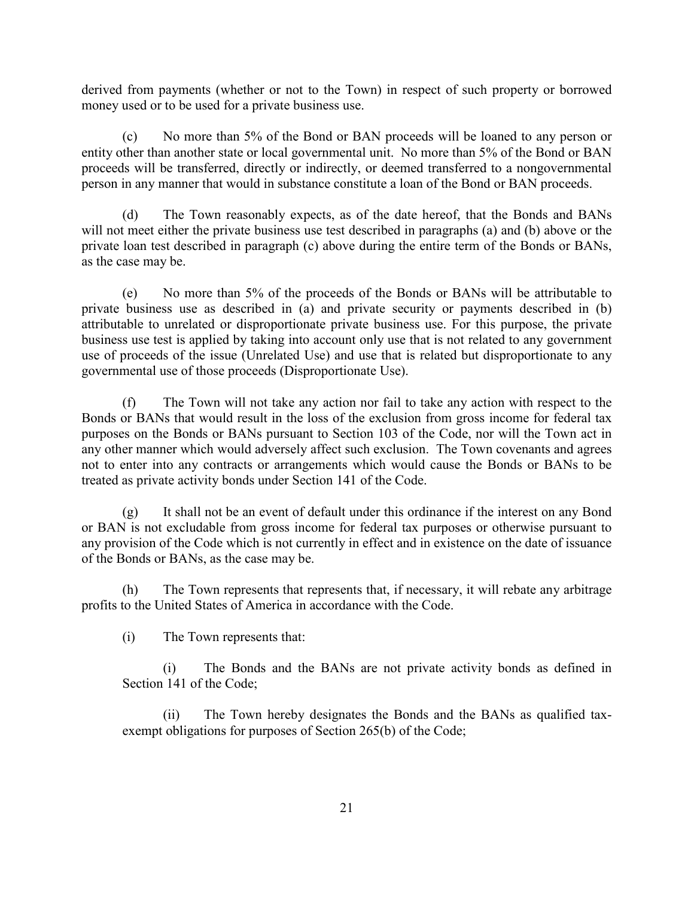derived from payments (whether or not to the Town) in respect of such property or borrowed money used or to be used for a private business use.

(c) No more than 5% of the Bond or BAN proceeds will be loaned to any person or entity other than another state or local governmental unit. No more than 5% of the Bond or BAN proceeds will be transferred, directly or indirectly, or deemed transferred to a nongovernmental person in any manner that would in substance constitute a loan of the Bond or BAN proceeds.

(d) The Town reasonably expects, as of the date hereof, that the Bonds and BANs will not meet either the private business use test described in paragraphs (a) and (b) above or the private loan test described in paragraph (c) above during the entire term of the Bonds or BANs, as the case may be.

(e) No more than 5% of the proceeds of the Bonds or BANs will be attributable to private business use as described in (a) and private security or payments described in (b) attributable to unrelated or disproportionate private business use. For this purpose, the private business use test is applied by taking into account only use that is not related to any government use of proceeds of the issue (Unrelated Use) and use that is related but disproportionate to any governmental use of those proceeds (Disproportionate Use).

(f) The Town will not take any action nor fail to take any action with respect to the Bonds or BANs that would result in the loss of the exclusion from gross income for federal tax purposes on the Bonds or BANs pursuant to Section 103 of the Code, nor will the Town act in any other manner which would adversely affect such exclusion. The Town covenants and agrees not to enter into any contracts or arrangements which would cause the Bonds or BANs to be treated as private activity bonds under Section 141 of the Code.

(g) It shall not be an event of default under this ordinance if the interest on any Bond or BAN is not excludable from gross income for federal tax purposes or otherwise pursuant to any provision of the Code which is not currently in effect and in existence on the date of issuance of the Bonds or BANs, as the case may be.

(h) The Town represents that represents that, if necessary, it will rebate any arbitrage profits to the United States of America in accordance with the Code.

(i) The Town represents that:

(i) The Bonds and the BANs are not private activity bonds as defined in Section 141 of the Code;

(ii) The Town hereby designates the Bonds and the BANs as qualified tax-exempt obligations for purposes of Section 265(b) of the Code;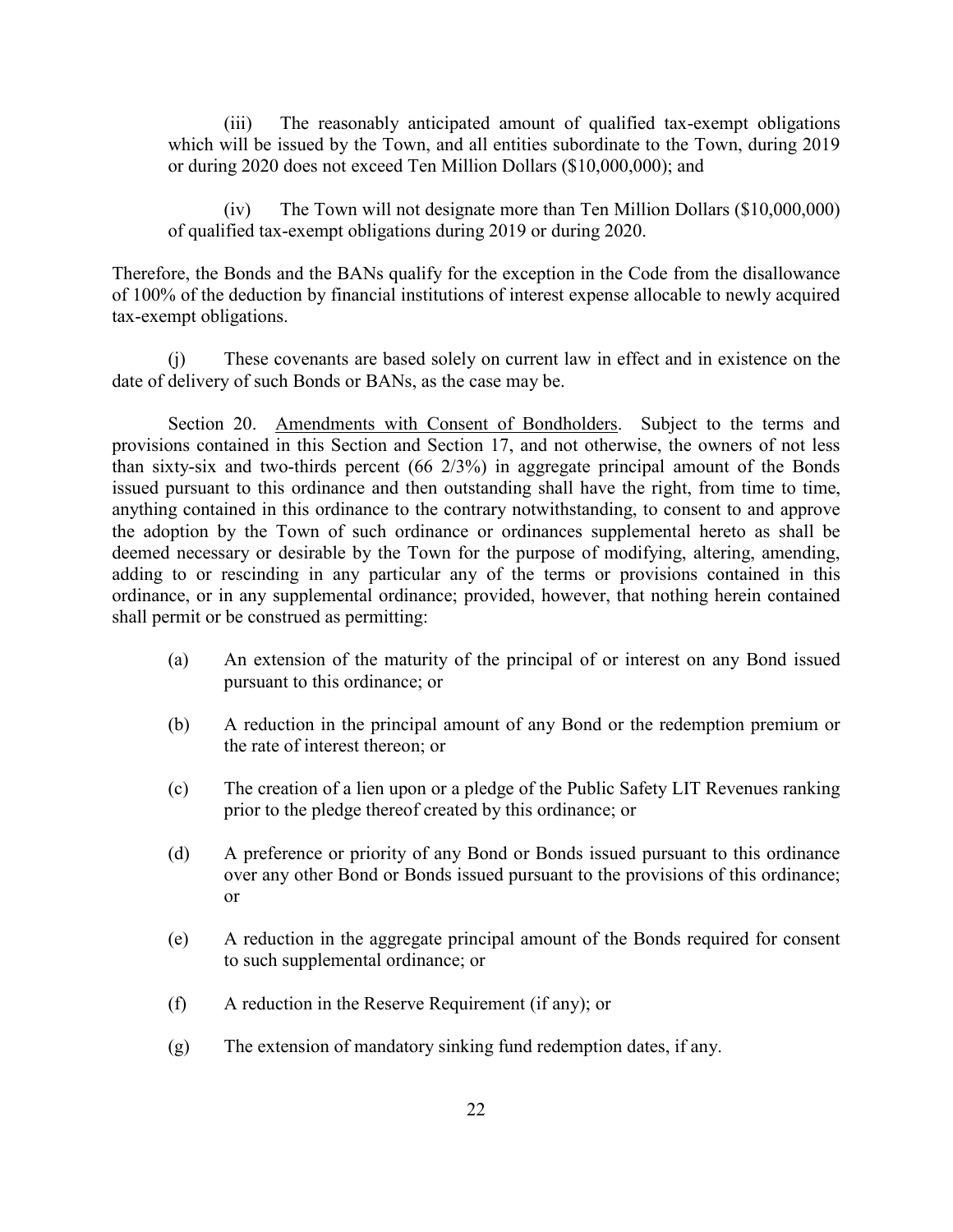(iii) The reasonably anticipated amount of qualified tax-exempt obligations which will be issued by the Town, and all entities subordinate to the Town, during 2019 or during 2020 does not exceed Ten Million Dollars ($10,000,000); and

(iv) The Town will not designate more than Ten Million Dollars ($10,000,000) of qualified tax-exempt obligations during 2019 or during 2020.

Therefore, the Bonds and the BANs qualify for the exception in the Code from the disallowance of 100% of the deduction by financial institutions of interest expense allocable to newly acquired tax-exempt obligations.

(j) These covenants are based solely on current law in effect and in existence on the date of delivery of such Bonds or BANs, as the case may be.

Section 20. Amendments with Consent of Bondholders. Subject to the terms and provisions contained in this Section and Section 17, and not otherwise, the owners of not less than sixty-six and two-thirds percent (66 2/3%) in aggregate principal amount of the Bonds issued pursuant to this ordinance and then outstanding shall have the right, from time to time, anything contained in this ordinance to the contrary notwithstanding, to consent to and approve the adoption by the Town of such ordinance or ordinances supplemental hereto as shall be deemed necessary or desirable by the Town for the purpose of modifying, altering, amending, adding to or rescinding in any particular any of the terms or provisions contained in this ordinance, or in any supplemental ordinance; provided, however, that nothing herein contained shall permit or be construed as permitting:

(a) An extension of the maturity of the principal of or interest on any Bond issued pursuant to this ordinance; or

(b) A reduction in the principal amount of any Bond or the redemption premium or the rate of interest thereon; or

(c) The creation of a lien upon or a pledge of the Public Safety LIT Revenues ranking prior to the pledge thereof created by this ordinance; or

(d) A preference or priority of any Bond or Bonds issued pursuant to this ordinance over any other Bond or Bonds issued pursuant to the provisions of this ordinance; or

(e) A reduction in the aggregate principal amount of the Bonds required for consent to such supplemental ordinance; or

(f) A reduction in the Reserve Requirement (if any); or

(g) The extension of mandatory sinking fund redemption dates, if any.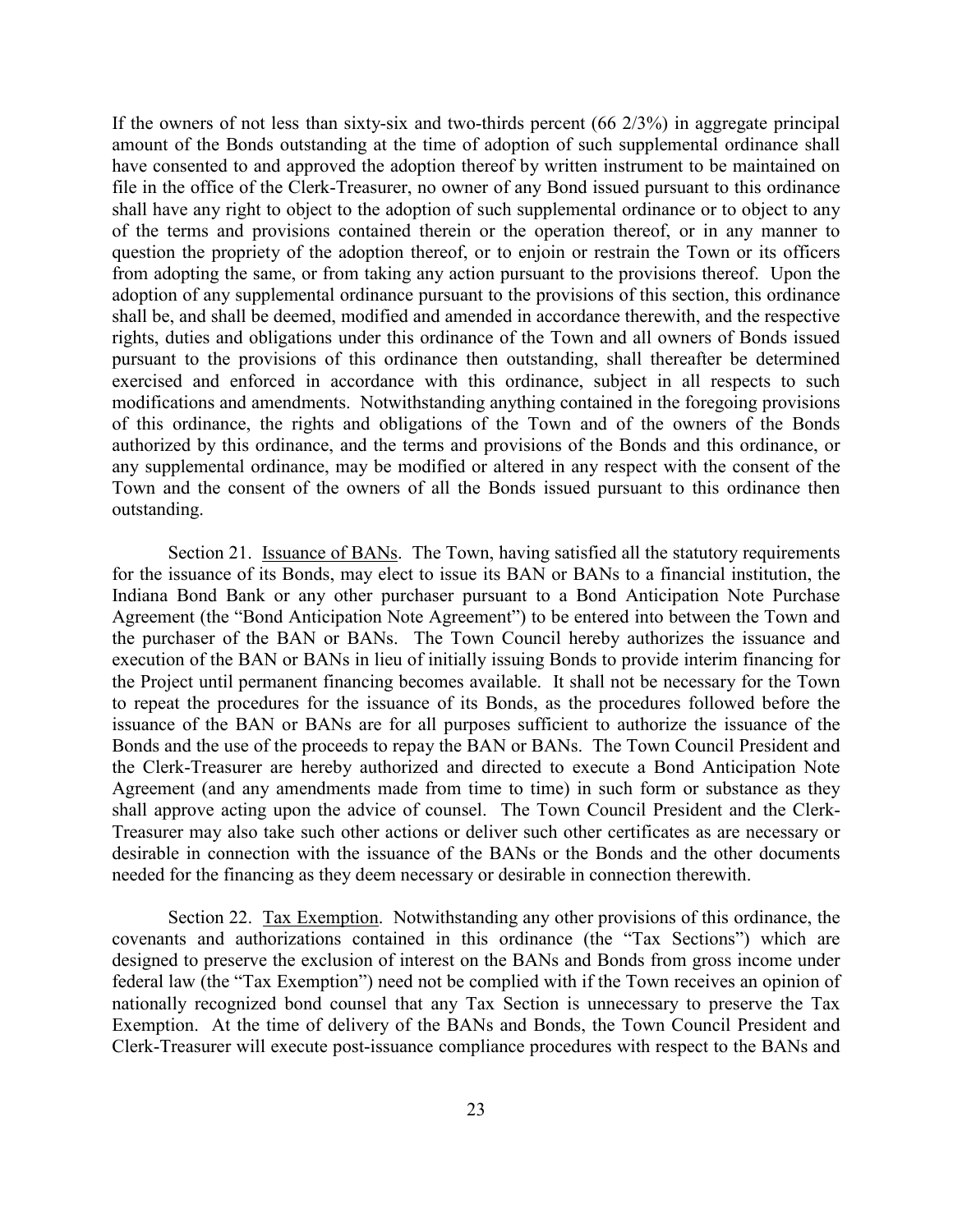If the owners of not less than sixty-six and two-thirds percent (66 2/3%) in aggregate principal amount of the Bonds outstanding at the time of adoption of such supplemental ordinance shall have consented to and approved the adoption thereof by written instrument to be maintained on file in the office of the Clerk-Treasurer, no owner of any Bond issued pursuant to this ordinance shall have any right to object to the adoption of such supplemental ordinance or to object to any of the terms and provisions contained therein or the operation thereof, or in any manner to question the propriety of the adoption thereof, or to enjoin or restrain the Town or its officers from adopting the same, or from taking any action pursuant to the provisions thereof. Upon the adoption of any supplemental ordinance pursuant to the provisions of this section, this ordinance shall be, and shall be deemed, modified and amended in accordance therewith, and the respective rights, duties and obligations under this ordinance of the Town and all owners of Bonds issued pursuant to the provisions of this ordinance then outstanding, shall thereafter be determined exercised and enforced in accordance with this ordinance, subject in all respects to such modifications and amendments. Notwithstanding anything contained in the foregoing provisions of this ordinance, the rights and obligations of the Town and of the owners of the Bonds authorized by this ordinance, and the terms and provisions of the Bonds and this ordinance, or any supplemental ordinance, may be modified or altered in any respect with the consent of the Town and the consent of the owners of all the Bonds issued pursuant to this ordinance then outstanding.

Section 21. Issuance of BANs. The Town, having satisfied all the statutory requirements for the issuance of its Bonds, may elect to issue its BAN or BANs to a financial institution, the Indiana Bond Bank or any other purchaser pursuant to a Bond Anticipation Note Purchase Agreement (the "Bond Anticipation Note Agreement") to be entered into between the Town and the purchaser of the BAN or BANs. The Town Council hereby authorizes the issuance and execution of the BAN or BANs in lieu of initially issuing Bonds to provide interim financing for the Project until permanent financing becomes available. It shall not be necessary for the Town to repeat the procedures for the issuance of its Bonds, as the procedures followed before the issuance of the BAN or BANs are for all purposes sufficient to authorize the issuance of the Bonds and the use of the proceeds to repay the BAN or BANs. The Town Council President and the Clerk-Treasurer are hereby authorized and directed to execute a Bond Anticipation Note Agreement (and any amendments made from time to time) in such form or substance as they shall approve acting upon the advice of counsel. The Town Council President and the Clerk-Treasurer may also take such other actions or deliver such other certificates as are necessary or desirable in connection with the issuance of the BANs or the Bonds and the other documents needed for the financing as they deem necessary or desirable in connection therewith.

Section 22. Tax Exemption. Notwithstanding any other provisions of this ordinance, the covenants and authorizations contained in this ordinance (the "Tax Sections") which are designed to preserve the exclusion of interest on the BANs and Bonds from gross income under federal law (the "Tax Exemption") need not be complied with if the Town receives an opinion of nationally recognized bond counsel that any Tax Section is unnecessary to preserve the Tax Exemption. At the time of delivery of the BANs and Bonds, the Town Council President and Clerk-Treasurer will execute post-issuance compliance procedures with respect to the BANs and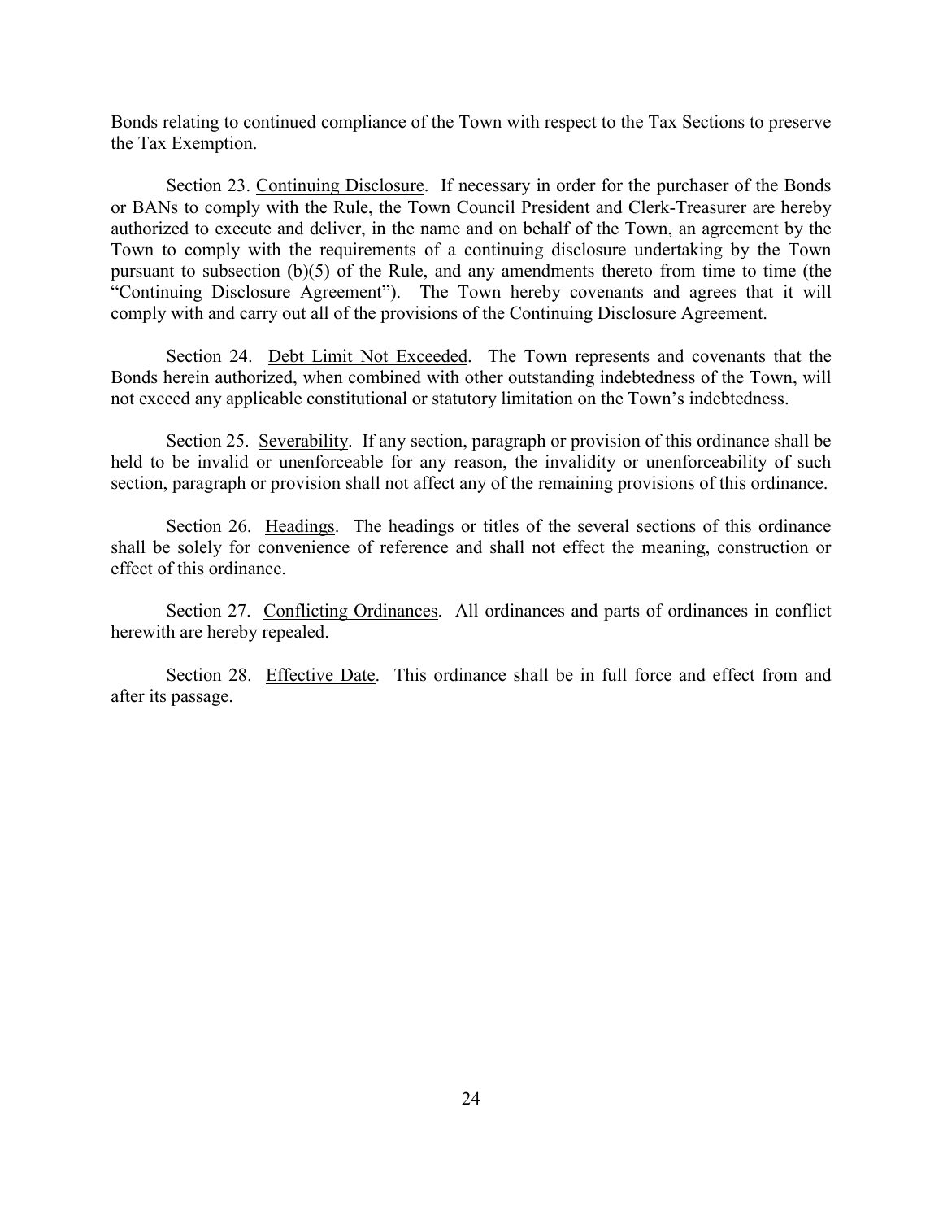Bonds relating to continued compliance of the Town with respect to the Tax Sections to preserve the Tax Exemption.

Section 23. Continuing Disclosure. If necessary in order for the purchaser of the Bonds or BANs to comply with the Rule, the Town Council President and Clerk-Treasurer are hereby authorized to execute and deliver, in the name and on behalf of the Town, an agreement by the Town to comply with the requirements of a continuing disclosure undertaking by the Town pursuant to subsection (b)(5) of the Rule, and any amendments thereto from time to time (the "Continuing Disclosure Agreement"). The Town hereby covenants and agrees that it will comply with and carry out all of the provisions of the Continuing Disclosure Agreement.

Section 24. Debt Limit Not Exceeded. The Town represents and covenants that the Bonds herein authorized, when combined with other outstanding indebtedness of the Town, will not exceed any applicable constitutional or statutory limitation on the Town's indebtedness.

Section 25. Severability. If any section, paragraph or provision of this ordinance shall be held to be invalid or unenforceable for any reason, the invalidity or unenforceability of such section, paragraph or provision shall not affect any of the remaining provisions of this ordinance.

Section 26. Headings. The headings or titles of the several sections of this ordinance shall be solely for convenience of reference and shall not effect the meaning, construction or effect of this ordinance.

Section 27. Conflicting Ordinances. All ordinances and parts of ordinances in conflict herewith are hereby repealed.

Section 28. Effective Date. This ordinance shall be in full force and effect from and after its passage.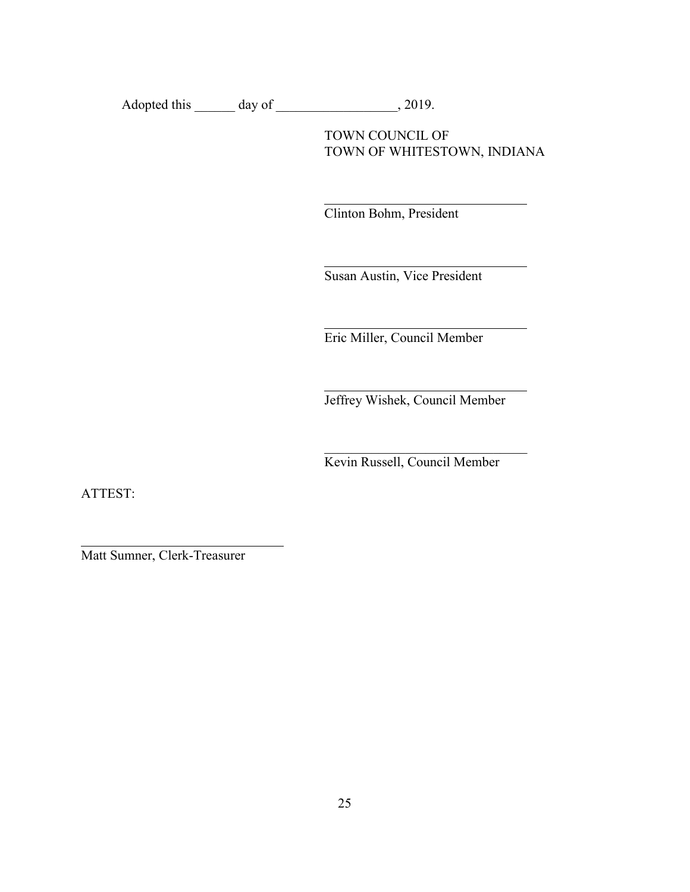Adopted this ______ day of __________________, 2019.

TOWN COUNCIL OF
TOWN OF WHITESTOWN, INDIANA

______________________________
Clinton Bohm, President

______________________________
Susan Austin, Vice President

______________________________
Eric Miller, Council Member

______________________________
Jeffrey Wishek, Council Member

______________________________
Kevin Russell, Council Member

ATTEST:

______________________________
Matt Sumner, Clerk-Treasurer